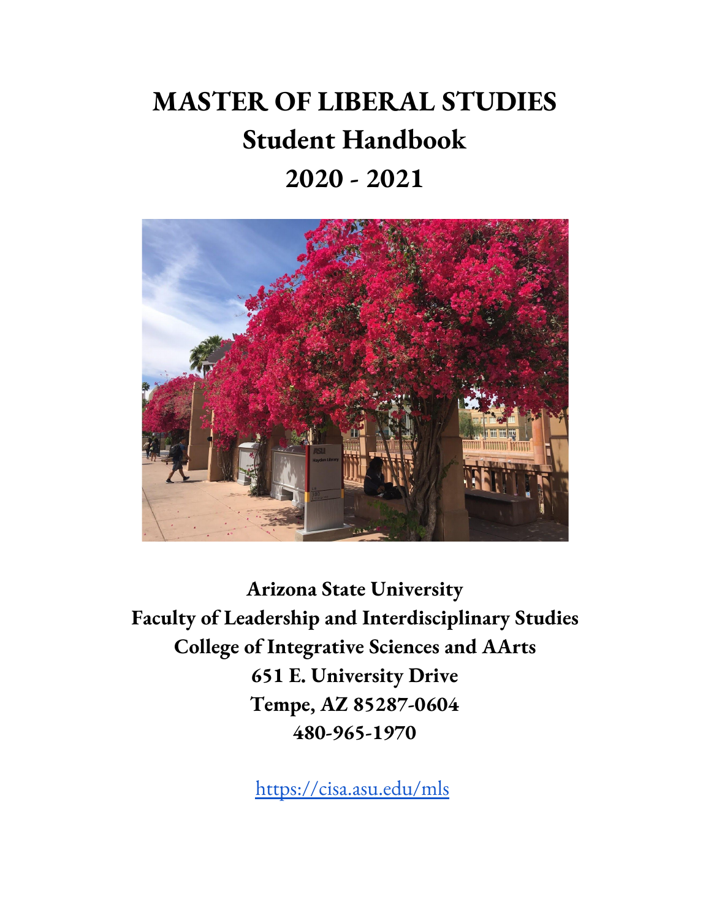# MASTER OF LIBERAL STUDIES
# Student Handbook
# 2020 - 2021

**Arizona State University**
**Faculty of Leadership and Interdisciplinary Studies**
**College of Integrative Sciences and AArts**
**651 E. University Drive**
**Tempe, AZ 85287-0604**
**480-965-1970**

https://cisa.asu.edu/mls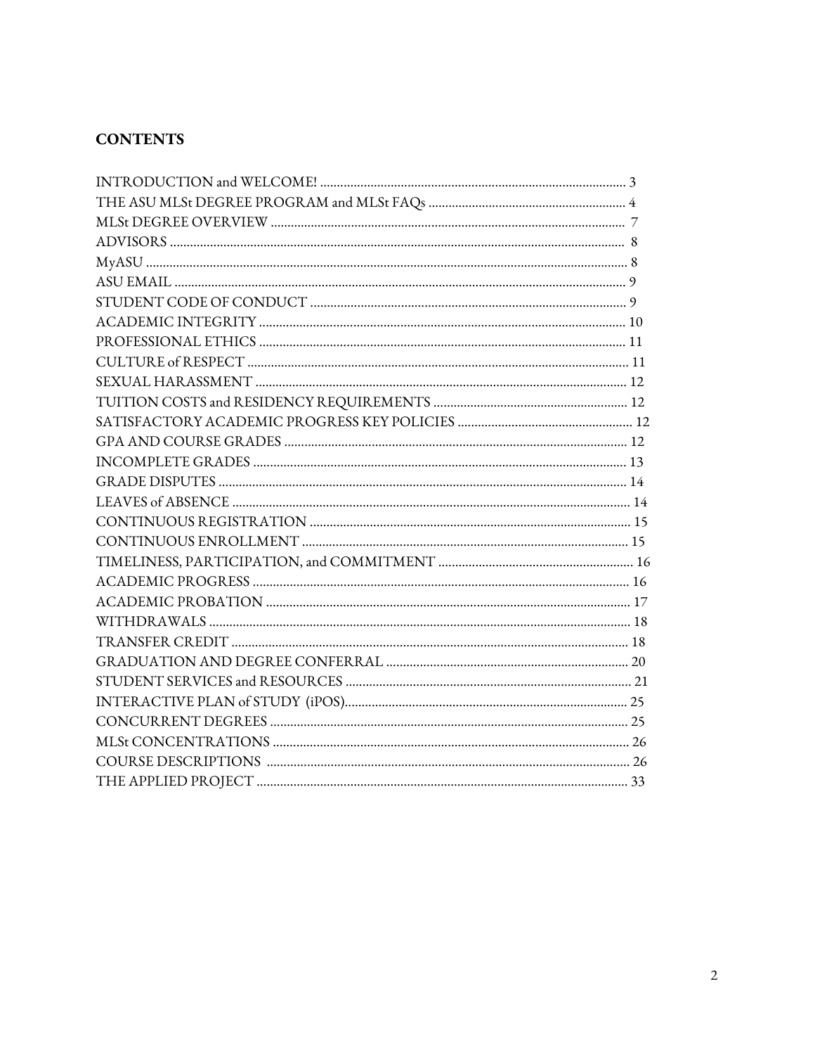## CONTENTS

INTRODUCTION and WELCOME! .......... 3
THE ASU MLSt DEGREE PROGRAM and MLSt FAQs .......... 4
MLSt DEGREE OVERVIEW .......... 7
ADVISORS .......... 8
MyASU .......... 8
ASU EMAIL .......... 9
STUDENT CODE OF CONDUCT .......... 9
ACADEMIC INTEGRITY .......... 10
PROFESSIONAL ETHICS .......... 11
CULTURE of RESPECT .......... 11
SEXUAL HARASSMENT .......... 12
TUITION COSTS and RESIDENCY REQUIREMENTS .......... 12
SATISFACTORY ACADEMIC PROGRESS KEY POLICIES .......... 12
GPA AND COURSE GRADES .......... 12
INCOMPLETE GRADES .......... 13
GRADE DISPUTES .......... 14
LEAVES of ABSENCE .......... 14
CONTINUOUS REGISTRATION .......... 15
CONTINUOUS ENROLLMENT .......... 15
TIMELINESS, PARTICIPATION, and COMMITMENT .......... 16
ACADEMIC PROGRESS .......... 16
ACADEMIC PROBATION .......... 17
WITHDRAWALS .......... 18
TRANSFER CREDIT .......... 18
GRADUATION AND DEGREE CONFERRAL .......... 20
STUDENT SERVICES and RESOURCES .......... 21
INTERACTIVE PLAN of STUDY (iPOS) .......... 25
CONCURRENT DEGREES .......... 25
MLSt CONCENTRATIONS .......... 26
COURSE DESCRIPTIONS .......... 26
THE APPLIED PROJECT .......... 33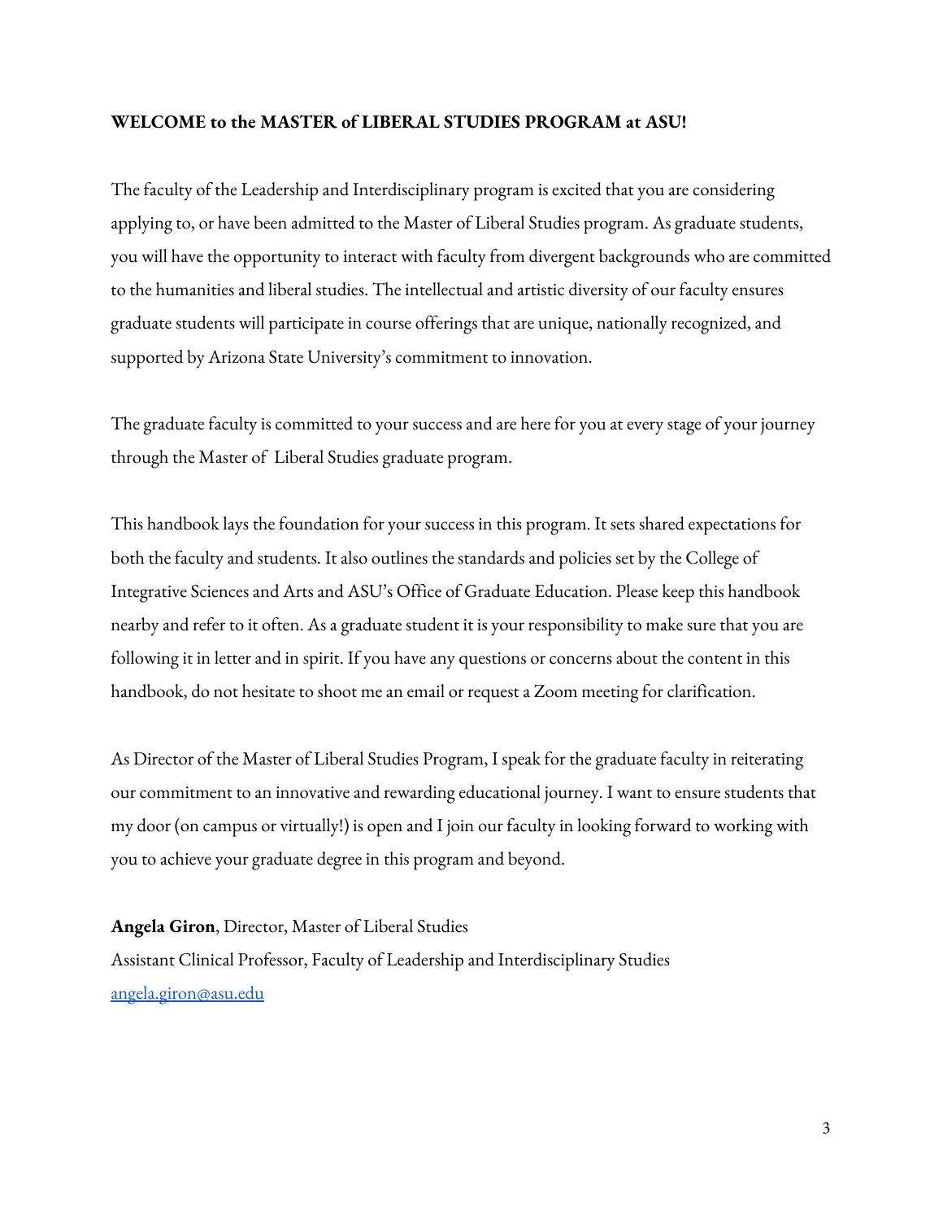**WELCOME to the MASTER of LIBERAL STUDIES PROGRAM at ASU!**

The faculty of the Leadership and Interdisciplinary program is excited that you are considering applying to, or have been admitted to the Master of Liberal Studies program. As graduate students, you will have the opportunity to interact with faculty from divergent backgrounds who are committed to the humanities and liberal studies. The intellectual and artistic diversity of our faculty ensures graduate students will participate in course offerings that are unique, nationally recognized, and supported by Arizona State University's commitment to innovation.

The graduate faculty is committed to your success and are here for you at every stage of your journey through the Master of Liberal Studies graduate program.

This handbook lays the foundation for your success in this program. It sets shared expectations for both the faculty and students. It also outlines the standards and policies set by the College of Integrative Sciences and Arts and ASU's Office of Graduate Education. Please keep this handbook nearby and refer to it often. As a graduate student it is your responsibility to make sure that you are following it in letter and in spirit. If you have any questions or concerns about the content in this handbook, do not hesitate to shoot me an email or request a Zoom meeting for clarification.

As Director of the Master of Liberal Studies Program, I speak for the graduate faculty in reiterating our commitment to an innovative and rewarding educational journey. I want to ensure students that my door (on campus or virtually!) is open and I join our faculty in looking forward to working with you to achieve your graduate degree in this program and beyond.

**Angela Giron**, Director, Master of Liberal Studies
Assistant Clinical Professor, Faculty of Leadership and Interdisciplinary Studies
[angela.giron@asu.edu](mailto:angela.giron@asu.edu)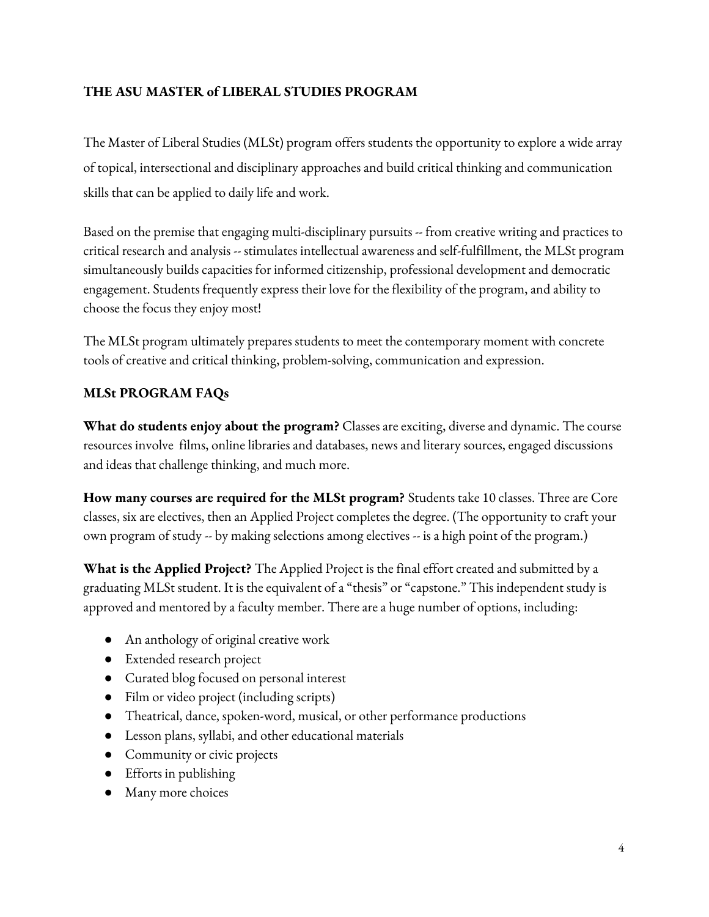## THE ASU MASTER of LIBERAL STUDIES PROGRAM

The Master of Liberal Studies (MLSt) program offers students the opportunity to explore a wide array of topical, intersectional and disciplinary approaches and build critical thinking and communication skills that can be applied to daily life and work.

Based on the premise that engaging multi-disciplinary pursuits -- from creative writing and practices to critical research and analysis -- stimulates intellectual awareness and self-fulfillment, the MLSt program simultaneously builds capacities for informed citizenship, professional development and democratic engagement. Students frequently express their love for the flexibility of the program, and ability to choose the focus they enjoy most!

The MLSt program ultimately prepares students to meet the contemporary moment with concrete tools of creative and critical thinking, problem-solving, communication and expression.

## MLSt PROGRAM FAQs

**What do students enjoy about the program?** Classes are exciting, diverse and dynamic. The course resources involve films, online libraries and databases, news and literary sources, engaged discussions and ideas that challenge thinking, and much more.

**How many courses are required for the MLSt program?** Students take 10 classes. Three are Core classes, six are electives, then an Applied Project completes the degree. (The opportunity to craft your own program of study -- by making selections among electives -- is a high point of the program.)

**What is the Applied Project?** The Applied Project is the final effort created and submitted by a graduating MLSt student. It is the equivalent of a "thesis" or "capstone." This independent study is approved and mentored by a faculty member. There are a huge number of options, including:

- An anthology of original creative work
- Extended research project
- Curated blog focused on personal interest
- Film or video project (including scripts)
- Theatrical, dance, spoken-word, musical, or other performance productions
- Lesson plans, syllabi, and other educational materials
- Community or civic projects
- Efforts in publishing
- Many more choices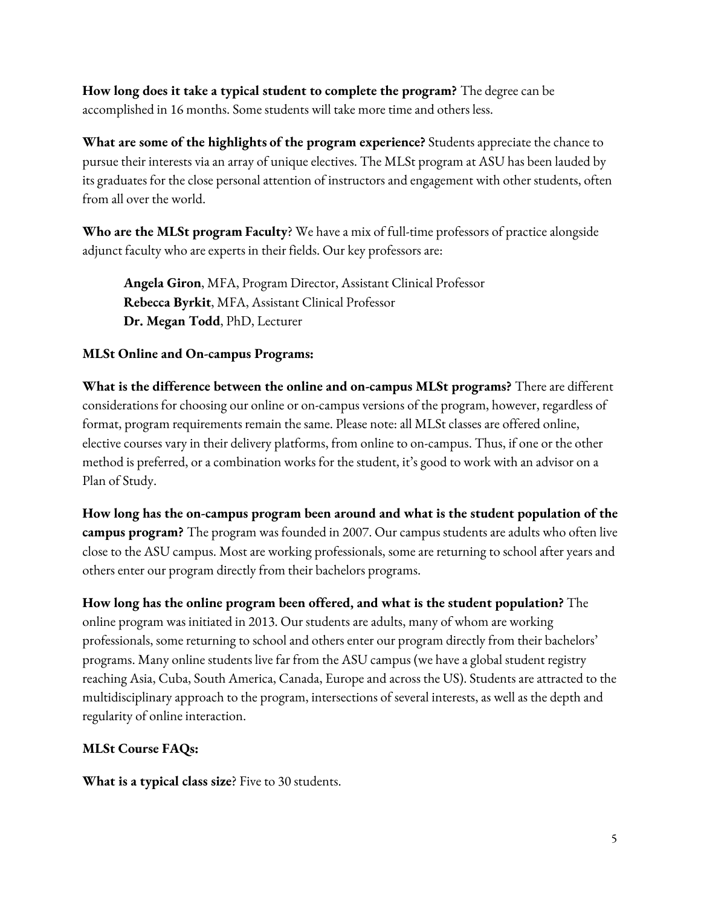**How long does it take a typical student to complete the program?** The degree can be accomplished in 16 months. Some students will take more time and others less.

**What are some of the highlights of the program experience?** Students appreciate the chance to pursue their interests via an array of unique electives. The MLSt program at ASU has been lauded by its graduates for the close personal attention of instructors and engagement with other students, often from all over the world.

**Who are the MLSt program Faculty**? We have a mix of full-time professors of practice alongside adjunct faculty who are experts in their fields. Our key professors are:

> **Angela Giron**, MFA, Program Director, Assistant Clinical Professor
> **Rebecca Byrkit**, MFA, Assistant Clinical Professor
> **Dr. Megan Todd**, PhD, Lecturer

**MLSt Online and On-campus Programs:**

**What is the difference between the online and on-campus MLSt programs?** There are different considerations for choosing our online or on-campus versions of the program, however, regardless of format, program requirements remain the same. Please note: all MLSt classes are offered online, elective courses vary in their delivery platforms, from online to on-campus. Thus, if one or the other method is preferred, or a combination works for the student, it's good to work with an advisor on a Plan of Study.

**How long has the on-campus program been around and what is the student population of the campus program?** The program was founded in 2007. Our campus students are adults who often live close to the ASU campus. Most are working professionals, some are returning to school after years and others enter our program directly from their bachelors programs.

**How long has the online program been offered, and what is the student population?** The online program was initiated in 2013. Our students are adults, many of whom are working professionals, some returning to school and others enter our program directly from their bachelors' programs. Many online students live far from the ASU campus (we have a global student registry reaching Asia, Cuba, South America, Canada, Europe and across the US). Students are attracted to the multidisciplinary approach to the program, intersections of several interests, as well as the depth and regularity of online interaction.

**MLSt Course FAQs:**

**What is a typical class size**? Five to 30 students.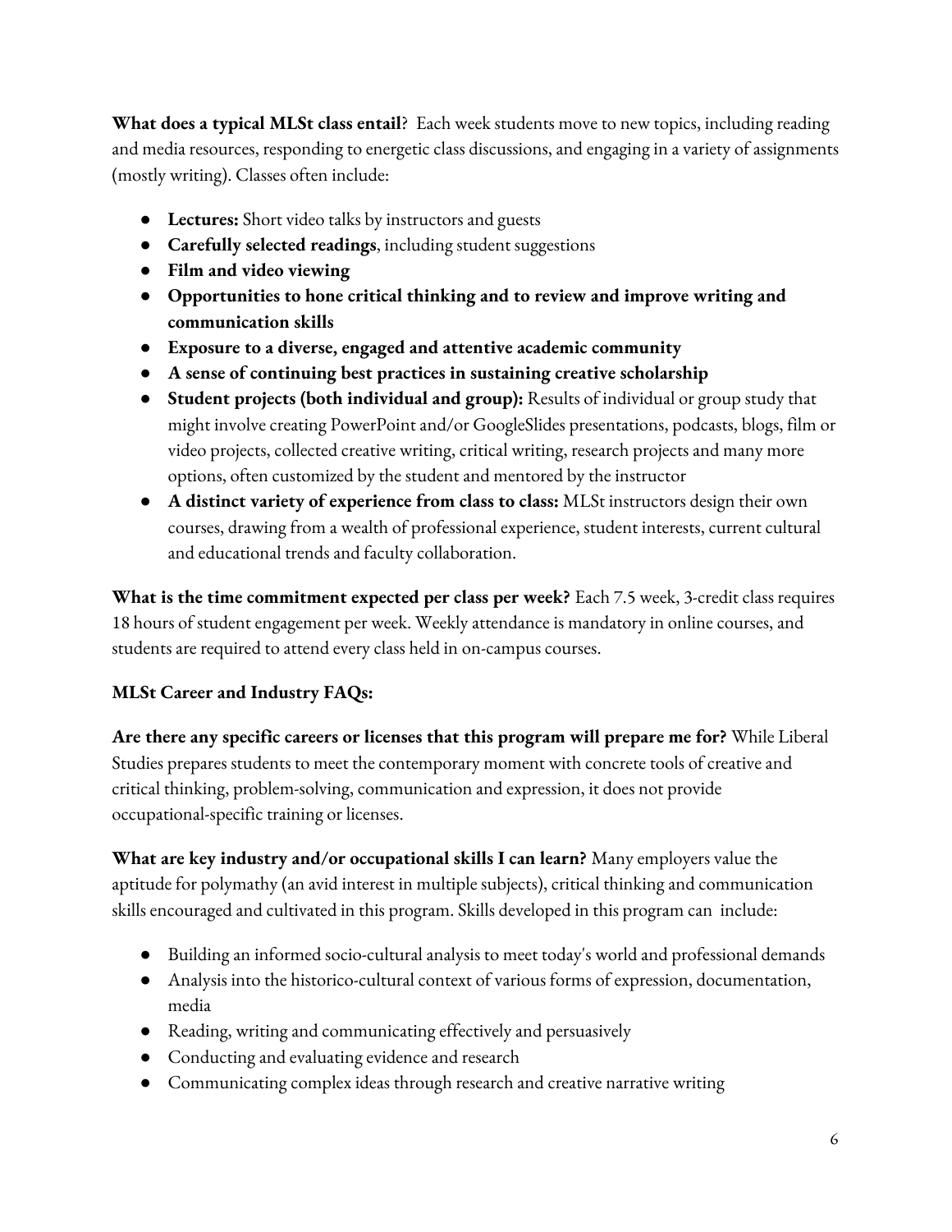**What does a typical MLSt class entail**? Each week students move to new topics, including reading and media resources, responding to energetic class discussions, and engaging in a variety of assignments (mostly writing). Classes often include:

- **Lectures:** Short video talks by instructors and guests
- **Carefully selected readings**, including student suggestions
- **Film and video viewing**
- **Opportunities to hone critical thinking and to review and improve writing and communication skills**
- **Exposure to a diverse, engaged and attentive academic community**
- **A sense of continuing best practices in sustaining creative scholarship**
- **Student projects (both individual and group):** Results of individual or group study that might involve creating PowerPoint and/or GoogleSlides presentations, podcasts, blogs, film or video projects, collected creative writing, critical writing, research projects and many more options, often customized by the student and mentored by the instructor
- **A distinct variety of experience from class to class:** MLSt instructors design their own courses, drawing from a wealth of professional experience, student interests, current cultural and educational trends and faculty collaboration.

**What is the time commitment expected per class per week?** Each 7.5 week, 3-credit class requires 18 hours of student engagement per week. Weekly attendance is mandatory in online courses, and students are required to attend every class held in on-campus courses.

**MLSt Career and Industry FAQs:**

**Are there any specific careers or licenses that this program will prepare me for?** While Liberal Studies prepares students to meet the contemporary moment with concrete tools of creative and critical thinking, problem-solving, communication and expression, it does not provide occupational-specific training or licenses.

**What are key industry and/or occupational skills I can learn?** Many employers value the aptitude for polymathy (an avid interest in multiple subjects), critical thinking and communication skills encouraged and cultivated in this program. Skills developed in this program can include:

- Building an informed socio-cultural analysis to meet today's world and professional demands
- Analysis into the historico-cultural context of various forms of expression, documentation, media
- Reading, writing and communicating effectively and persuasively
- Conducting and evaluating evidence and research
- Communicating complex ideas through research and creative narrative writing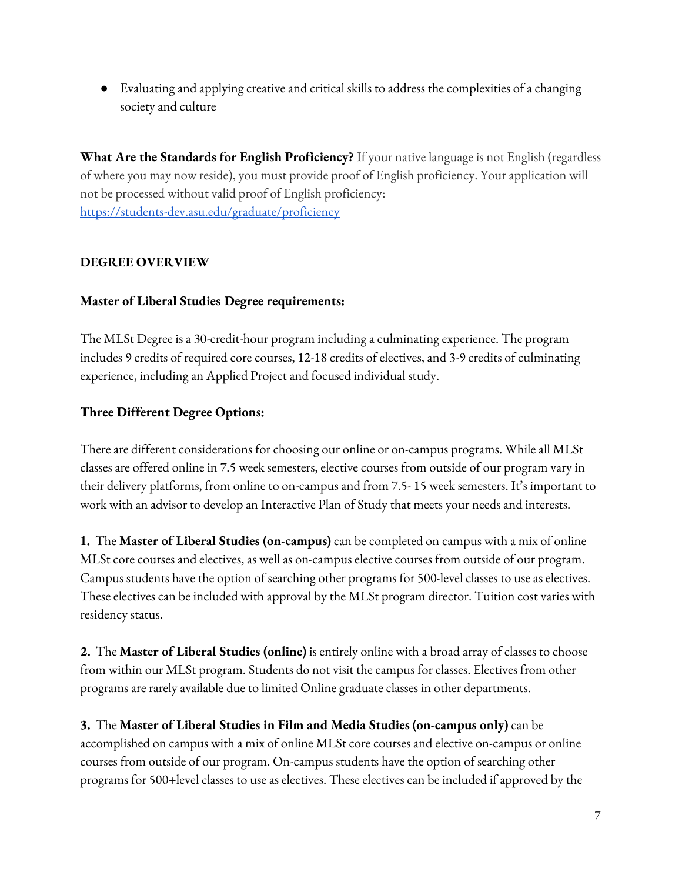- Evaluating and applying creative and critical skills to address the complexities of a changing society and culture

**What Are the Standards for English Proficiency?** If your native language is not English (regardless of where you may now reside), you must provide proof of English proficiency. Your application will not be processed without valid proof of English proficiency: [https://students-dev.asu.edu/graduate/proficiency](https://students-dev.asu.edu/graduate/proficiency)

## DEGREE OVERVIEW

### Master of Liberal Studies Degree requirements:

The MLSt Degree is a 30-credit-hour program including a culminating experience. The program includes 9 credits of required core courses, 12-18 credits of electives, and 3-9 credits of culminating experience, including an Applied Project and focused individual study.

### Three Different Degree Options:

There are different considerations for choosing our online or on-campus programs. While all MLSt classes are offered online in 7.5 week semesters, elective courses from outside of our program vary in their delivery platforms, from online to on-campus and from 7.5- 15 week semesters. It's important to work with an advisor to develop an Interactive Plan of Study that meets your needs and interests.

**1.** The **Master of Liberal Studies (on-campus)** can be completed on campus with a mix of online MLSt core courses and electives, as well as on-campus elective courses from outside of our program. Campus students have the option of searching other programs for 500-level classes to use as electives. These electives can be included with approval by the MLSt program director. Tuition cost varies with residency status.

**2.** The **Master of Liberal Studies (online)** is entirely online with a broad array of classes to choose from within our MLSt program. Students do not visit the campus for classes. Electives from other programs are rarely available due to limited Online graduate classes in other departments.

**3.** The **Master of Liberal Studies in Film and Media Studies (on-campus only)** can be accomplished on campus with a mix of online MLSt core courses and elective on-campus or online courses from outside of our program. On-campus students have the option of searching other programs for 500+level classes to use as electives. These electives can be included if approved by the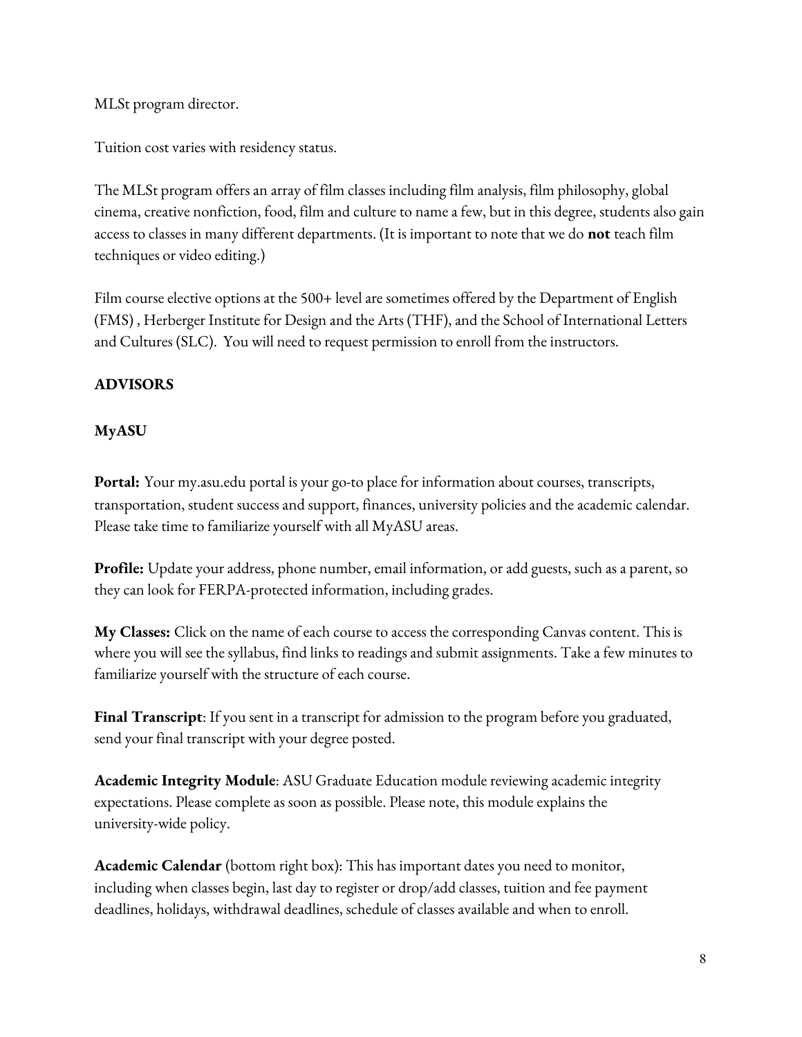MLSt program director.

Tuition cost varies with residency status.

The MLSt program offers an array of film classes including film analysis, film philosophy, global cinema, creative nonfiction, food, film and culture to name a few, but in this degree, students also gain access to classes in many different departments. (It is important to note that we do **not** teach film techniques or video editing.)

Film course elective options at the 500+ level are sometimes offered by the Department of English (FMS) , Herberger Institute for Design and the Arts (THF), and the School of International Letters and Cultures (SLC). You will need to request permission to enroll from the instructors.

**ADVISORS**

**MyASU**

**Portal:** Your my.asu.edu portal is your go-to place for information about courses, transcripts, transportation, student success and support, finances, university policies and the academic calendar. Please take time to familiarize yourself with all MyASU areas.

**Profile:** Update your address, phone number, email information, or add guests, such as a parent, so they can look for FERPA-protected information, including grades.

**My Classes:** Click on the name of each course to access the corresponding Canvas content. This is where you will see the syllabus, find links to readings and submit assignments. Take a few minutes to familiarize yourself with the structure of each course.

**Final Transcript**: If you sent in a transcript for admission to the program before you graduated, send your final transcript with your degree posted.

**Academic Integrity Module**: ASU Graduate Education module reviewing academic integrity expectations. Please complete as soon as possible. Please note, this module explains the university-wide policy.

**Academic Calendar** (bottom right box): This has important dates you need to monitor, including when classes begin, last day to register or drop/add classes, tuition and fee payment deadlines, holidays, withdrawal deadlines, schedule of classes available and when to enroll.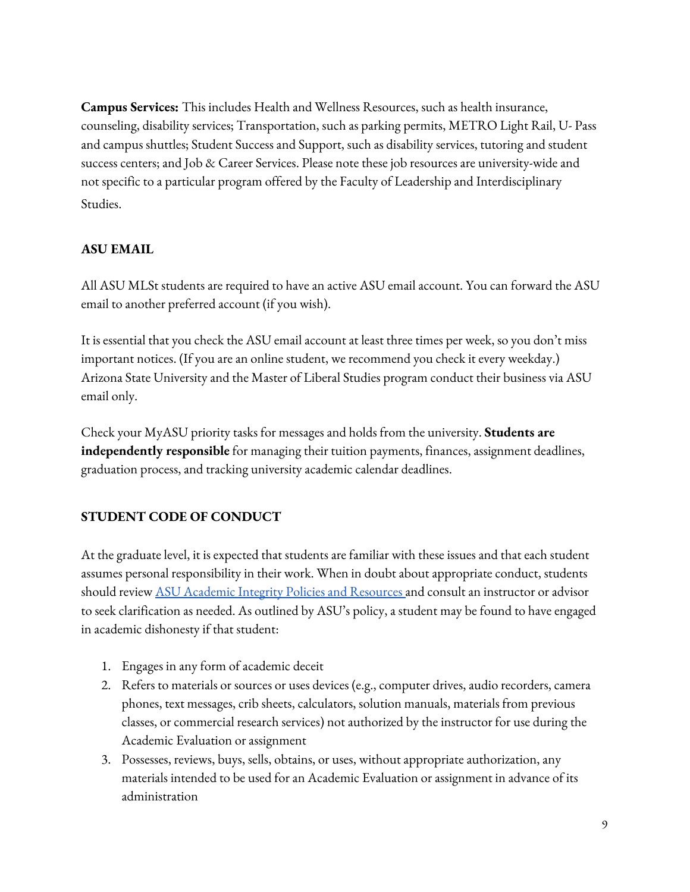**Campus Services:** This includes Health and Wellness Resources, such as health insurance, counseling, disability services; Transportation, such as parking permits, METRO Light Rail, U- Pass and campus shuttles; Student Success and Support, such as disability services, tutoring and student success centers; and Job & Career Services. Please note these job resources are university-wide and not specific to a particular program offered by the Faculty of Leadership and Interdisciplinary Studies.

## ASU EMAIL

All ASU MLSt students are required to have an active ASU email account. You can forward the ASU email to another preferred account (if you wish).

It is essential that you check the ASU email account at least three times per week, so you don't miss important notices. (If you are an online student, we recommend you check it every weekday.) Arizona State University and the Master of Liberal Studies program conduct their business via ASU email only.

Check your MyASU priority tasks for messages and holds from the university. **Students are independently responsible** for managing their tuition payments, finances, assignment deadlines, graduation process, and tracking university academic calendar deadlines.

## STUDENT CODE OF CONDUCT

At the graduate level, it is expected that students are familiar with these issues and that each student assumes personal responsibility in their work. When in doubt about appropriate conduct, students should review [ASU Academic Integrity Policies and Resources](#) and consult an instructor or advisor to seek clarification as needed. As outlined by ASU's policy, a student may be found to have engaged in academic dishonesty if that student:

1. Engages in any form of academic deceit
2. Refers to materials or sources or uses devices (e.g., computer drives, audio recorders, camera phones, text messages, crib sheets, calculators, solution manuals, materials from previous classes, or commercial research services) not authorized by the instructor for use during the Academic Evaluation or assignment
3. Possesses, reviews, buys, sells, obtains, or uses, without appropriate authorization, any materials intended to be used for an Academic Evaluation or assignment in advance of its administration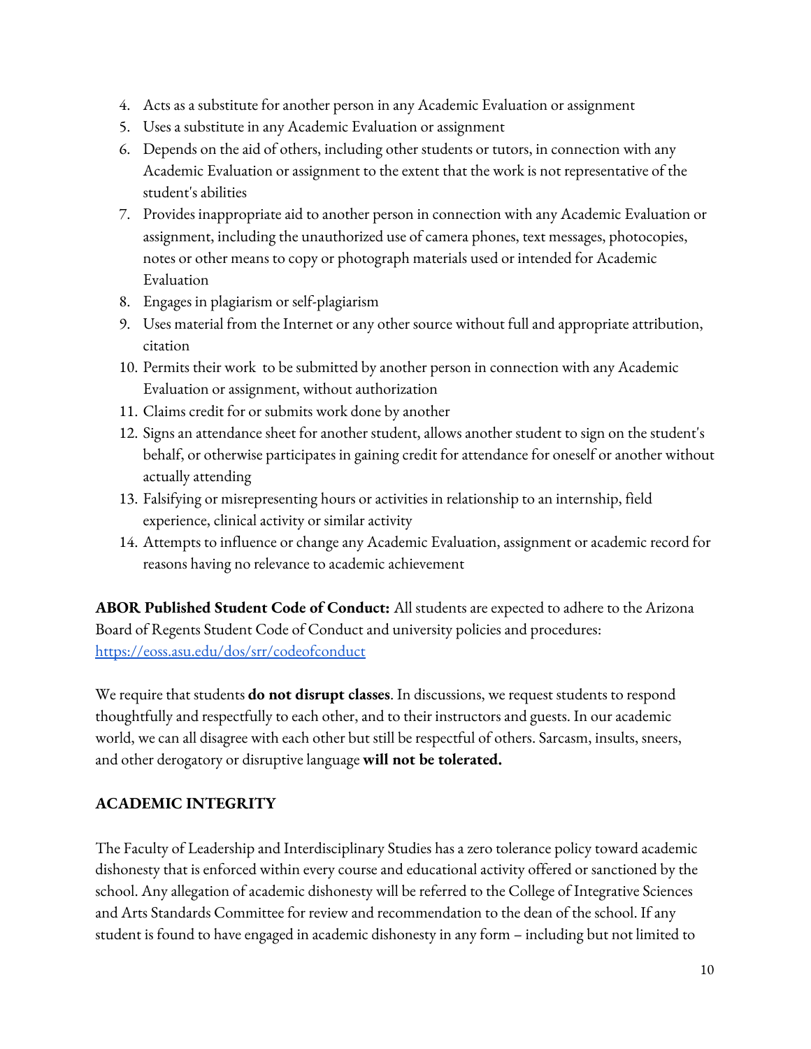4. Acts as a substitute for another person in any Academic Evaluation or assignment
5. Uses a substitute in any Academic Evaluation or assignment
6. Depends on the aid of others, including other students or tutors, in connection with any Academic Evaluation or assignment to the extent that the work is not representative of the student's abilities
7. Provides inappropriate aid to another person in connection with any Academic Evaluation or assignment, including the unauthorized use of camera phones, text messages, photocopies, notes or other means to copy or photograph materials used or intended for Academic Evaluation
8. Engages in plagiarism or self-plagiarism
9. Uses material from the Internet or any other source without full and appropriate attribution, citation
10. Permits their work to be submitted by another person in connection with any Academic Evaluation or assignment, without authorization
11. Claims credit for or submits work done by another
12. Signs an attendance sheet for another student, allows another student to sign on the student's behalf, or otherwise participates in gaining credit for attendance for oneself or another without actually attending
13. Falsifying or misrepresenting hours or activities in relationship to an internship, field experience, clinical activity or similar activity
14. Attempts to influence or change any Academic Evaluation, assignment or academic record for reasons having no relevance to academic achievement

**ABOR Published Student Code of Conduct:** All students are expected to adhere to the Arizona Board of Regents Student Code of Conduct and university policies and procedures: [https://eoss.asu.edu/dos/srr/codeofconduct](https://eoss.asu.edu/dos/srr/codeofconduct)

We require that students **do not disrupt classes**. In discussions, we request students to respond thoughtfully and respectfully to each other, and to their instructors and guests. In our academic world, we can all disagree with each other but still be respectful of others. Sarcasm, insults, sneers, and other derogatory or disruptive language **will not be tolerated.**

## ACADEMIC INTEGRITY

The Faculty of Leadership and Interdisciplinary Studies has a zero tolerance policy toward academic dishonesty that is enforced within every course and educational activity offered or sanctioned by the school. Any allegation of academic dishonesty will be referred to the College of Integrative Sciences and Arts Standards Committee for review and recommendation to the dean of the school. If any student is found to have engaged in academic dishonesty in any form – including but not limited to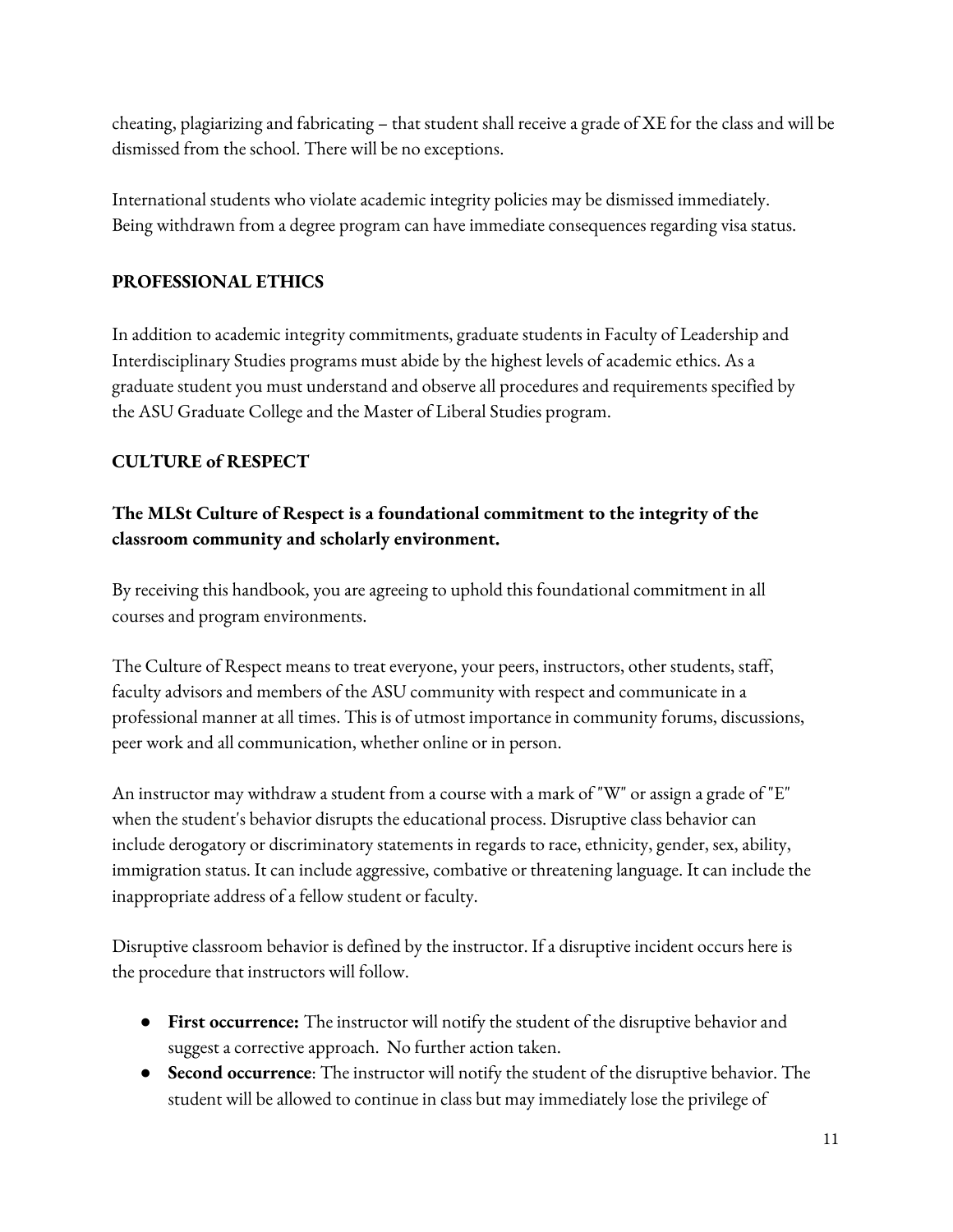cheating, plagiarizing and fabricating – that student shall receive a grade of XE for the class and will be dismissed from the school. There will be no exceptions.

International students who violate academic integrity policies may be dismissed immediately. Being withdrawn from a degree program can have immediate consequences regarding visa status.

## PROFESSIONAL ETHICS

In addition to academic integrity commitments, graduate students in Faculty of Leadership and Interdisciplinary Studies programs must abide by the highest levels of academic ethics. As a graduate student you must understand and observe all procedures and requirements specified by the ASU Graduate College and the Master of Liberal Studies program.

## CULTURE of RESPECT

### The MLSt Culture of Respect is a foundational commitment to the integrity of the classroom community and scholarly environment.

By receiving this handbook, you are agreeing to uphold this foundational commitment in all courses and program environments.

The Culture of Respect means to treat everyone, your peers, instructors, other students, staff, faculty advisors and members of the ASU community with respect and communicate in a professional manner at all times. This is of utmost importance in community forums, discussions, peer work and all communication, whether online or in person.

An instructor may withdraw a student from a course with a mark of "W" or assign a grade of "E" when the student's behavior disrupts the educational process. Disruptive class behavior can include derogatory or discriminatory statements in regards to race, ethnicity, gender, sex, ability, immigration status. It can include aggressive, combative or threatening language. It can include the inappropriate address of a fellow student or faculty.

Disruptive classroom behavior is defined by the instructor. If a disruptive incident occurs here is the procedure that instructors will follow.

- **First occurrence:** The instructor will notify the student of the disruptive behavior and suggest a corrective approach. No further action taken.
- **Second occurrence**: The instructor will notify the student of the disruptive behavior. The student will be allowed to continue in class but may immediately lose the privilege of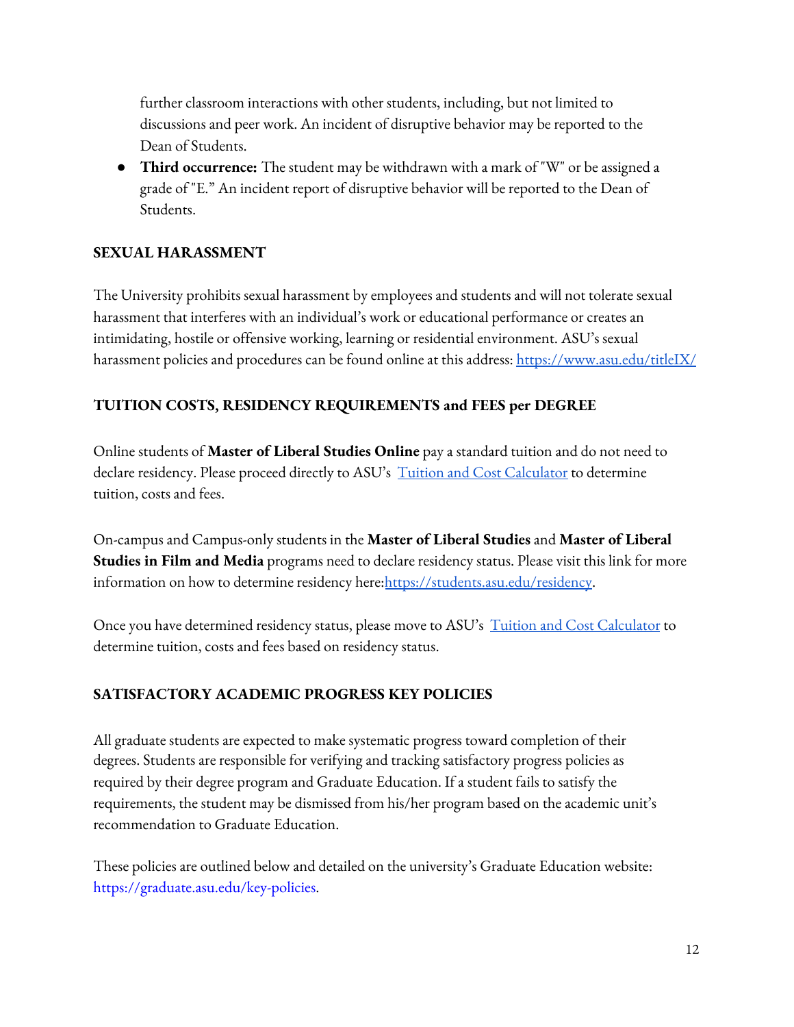further classroom interactions with other students, including, but not limited to discussions and peer work. An incident of disruptive behavior may be reported to the Dean of Students.

- **Third occurrence:** The student may be withdrawn with a mark of "W" or be assigned a grade of "E." An incident report of disruptive behavior will be reported to the Dean of Students.

## SEXUAL HARASSMENT

The University prohibits sexual harassment by employees and students and will not tolerate sexual harassment that interferes with an individual's work or educational performance or creates an intimidating, hostile or offensive working, learning or residential environment. ASU's sexual harassment policies and procedures can be found online at this address: [https://www.asu.edu/titleIX/](https://www.asu.edu/titleIX/)

## TUITION COSTS, RESIDENCY REQUIREMENTS and FEES per DEGREE

Online students of **Master of Liberal Studies Online** pay a standard tuition and do not need to declare residency. Please proceed directly to ASU's Tuition and Cost Calculator to determine tuition, costs and fees.

On-campus and Campus-only students in the **Master of Liberal Studies** and **Master of Liberal Studies in Film and Media** programs need to declare residency status. Please visit this link for more information on how to determine residency here:[https://students.asu.edu/residency](https://students.asu.edu/residency).

Once you have determined residency status, please move to ASU's Tuition and Cost Calculator to determine tuition, costs and fees based on residency status.

## SATISFACTORY ACADEMIC PROGRESS KEY POLICIES

All graduate students are expected to make systematic progress toward completion of their degrees. Students are responsible for verifying and tracking satisfactory progress policies as required by their degree program and Graduate Education. If a student fails to satisfy the requirements, the student may be dismissed from his/her program based on the academic unit's recommendation to Graduate Education.

These policies are outlined below and detailed on the university's Graduate Education website: https://graduate.asu.edu/key-policies.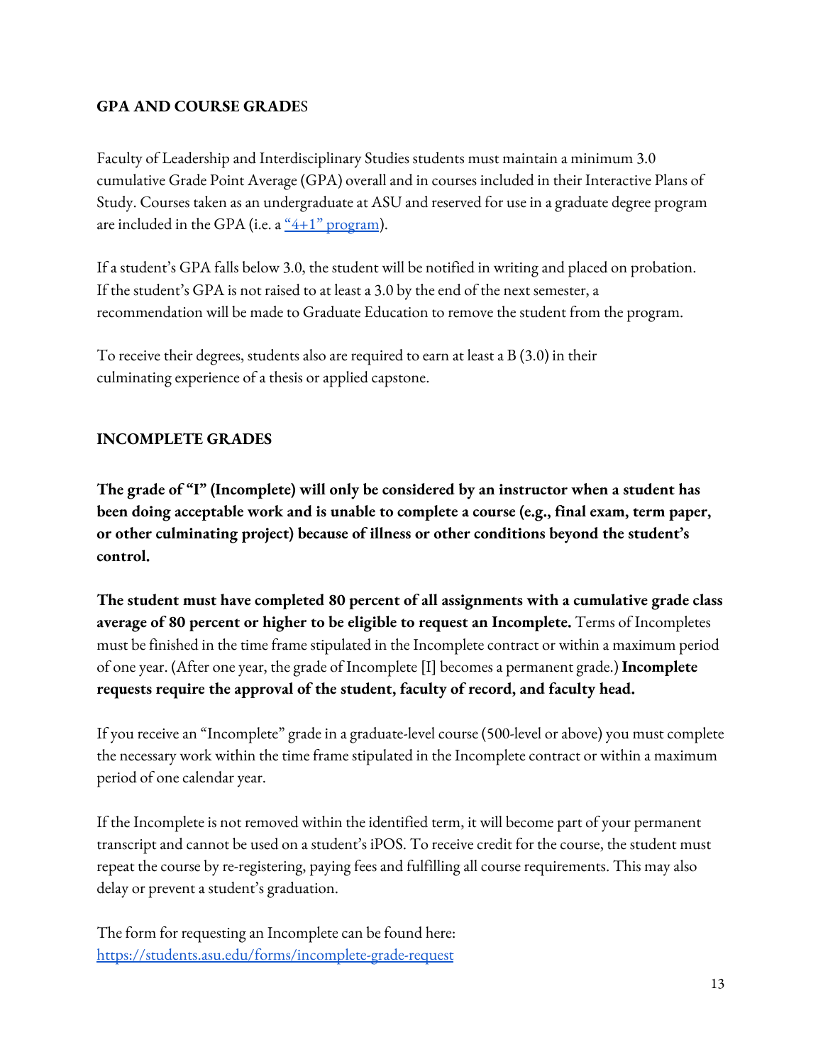## GPA AND COURSE GRADES

Faculty of Leadership and Interdisciplinary Studies students must maintain a minimum 3.0 cumulative Grade Point Average (GPA) overall and in courses included in their Interactive Plans of Study. Courses taken as an undergraduate at ASU and reserved for use in a graduate degree program are included in the GPA (i.e. a [“4+1” program](#)).

If a student’s GPA falls below 3.0, the student will be notified in writing and placed on probation. If the student’s GPA is not raised to at least a 3.0 by the end of the next semester, a recommendation will be made to Graduate Education to remove the student from the program.

To receive their degrees, students also are required to earn at least a B (3.0) in their culminating experience of a thesis or applied capstone.

## INCOMPLETE GRADES

**The grade of “I” (Incomplete) will only be considered by an instructor when a student has been doing acceptable work and is unable to complete a course (e.g., final exam, term paper, or other culminating project) because of illness or other conditions beyond the student’s control.**

**The student must have completed 80 percent of all assignments with a cumulative grade class average of 80 percent or higher to be eligible to request an Incomplete.** Terms of Incompletes must be finished in the time frame stipulated in the Incomplete contract or within a maximum period of one year. (After one year, the grade of Incomplete [I] becomes a permanent grade.) **Incomplete requests require the approval of the student, faculty of record, and faculty head.**

If you receive an “Incomplete” grade in a graduate-level course (500-level or above) you must complete the necessary work within the time frame stipulated in the Incomplete contract or within a maximum period of one calendar year.

If the Incomplete is not removed within the identified term, it will become part of your permanent transcript and cannot be used on a student’s iPOS. To receive credit for the course, the student must repeat the course by re-registering, paying fees and fulfilling all course requirements. This may also delay or prevent a student’s graduation.

The form for requesting an Incomplete can be found here:
https://students.asu.edu/forms/incomplete-grade-request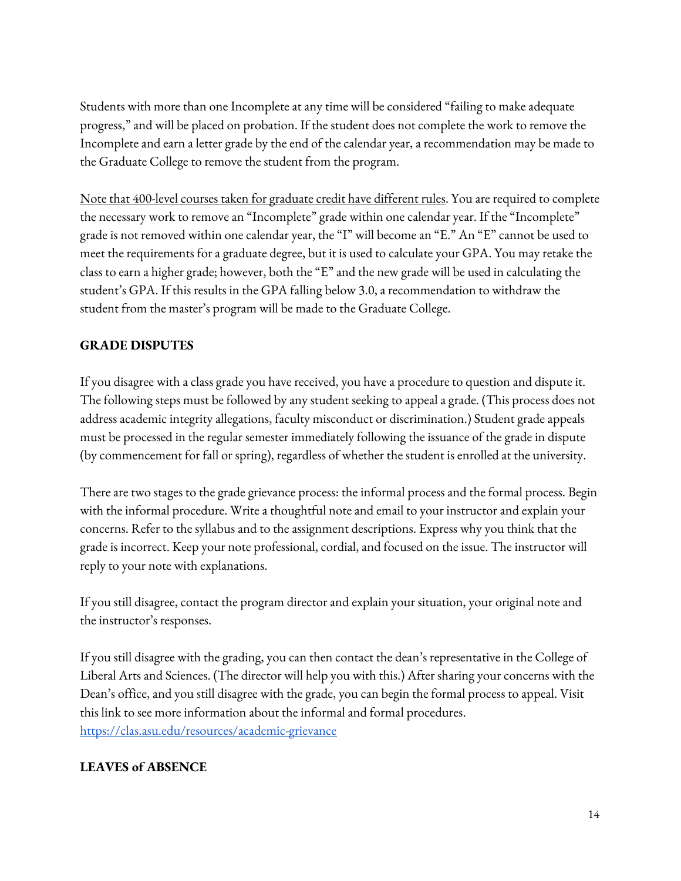Students with more than one Incomplete at any time will be considered "failing to make adequate progress," and will be placed on probation. If the student does not complete the work to remove the Incomplete and earn a letter grade by the end of the calendar year, a recommendation may be made to the Graduate College to remove the student from the program.

<u>Note that 400-level courses taken for graduate credit have different rules</u>. You are required to complete the necessary work to remove an "Incomplete" grade within one calendar year. If the "Incomplete" grade is not removed within one calendar year, the "I" will become an "E." An "E" cannot be used to meet the requirements for a graduate degree, but it is used to calculate your GPA. You may retake the class to earn a higher grade; however, both the "E" and the new grade will be used in calculating the student's GPA. If this results in the GPA falling below 3.0, a recommendation to withdraw the student from the master's program will be made to the Graduate College.

## GRADE DISPUTES

If you disagree with a class grade you have received, you have a procedure to question and dispute it. The following steps must be followed by any student seeking to appeal a grade. (This process does not address academic integrity allegations, faculty misconduct or discrimination.) Student grade appeals must be processed in the regular semester immediately following the issuance of the grade in dispute (by commencement for fall or spring), regardless of whether the student is enrolled at the university.

There are two stages to the grade grievance process: the informal process and the formal process. Begin with the informal procedure. Write a thoughtful note and email to your instructor and explain your concerns. Refer to the syllabus and to the assignment descriptions. Express why you think that the grade is incorrect. Keep your note professional, cordial, and focused on the issue. The instructor will reply to your note with explanations.

If you still disagree, contact the program director and explain your situation, your original note and the instructor's responses.

If you still disagree with the grading, you can then contact the dean's representative in the College of Liberal Arts and Sciences. (The director will help you with this.) After sharing your concerns with the Dean's office, and you still disagree with the grade, you can begin the formal process to appeal. Visit this link to see more information about the informal and formal procedures. [https://clas.asu.edu/resources/academic-grievance](https://clas.asu.edu/resources/academic-grievance)

## LEAVES of ABSENCE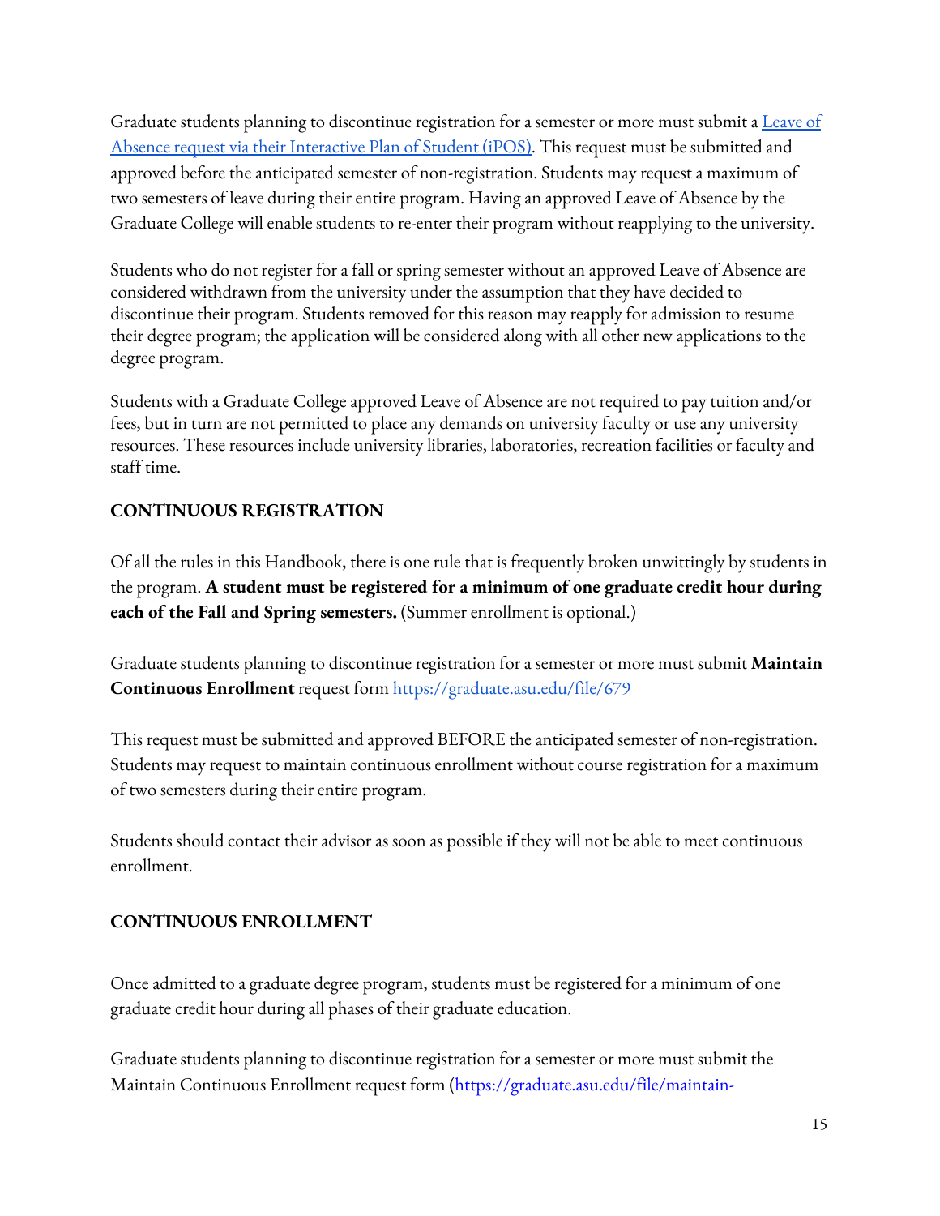Graduate students planning to discontinue registration for a semester or more must submit a [Leave of Absence request via their Interactive Plan of Student (iPOS)](). This request must be submitted and approved before the anticipated semester of non-registration. Students may request a maximum of two semesters of leave during their entire program. Having an approved Leave of Absence by the Graduate College will enable students to re-enter their program without reapplying to the university.

Students who do not register for a fall or spring semester without an approved Leave of Absence are considered withdrawn from the university under the assumption that they have decided to discontinue their program. Students removed for this reason may reapply for admission to resume their degree program; the application will be considered along with all other new applications to the degree program.

Students with a Graduate College approved Leave of Absence are not required to pay tuition and/or fees, but in turn are not permitted to place any demands on university faculty or use any university resources. These resources include university libraries, laboratories, recreation facilities or faculty and staff time.

## CONTINUOUS REGISTRATION

Of all the rules in this Handbook, there is one rule that is frequently broken unwittingly by students in the program. **A student must be registered for a minimum of one graduate credit hour during each of the Fall and Spring semesters.** (Summer enrollment is optional.)

Graduate students planning to discontinue registration for a semester or more must submit **Maintain Continuous Enrollment** request form https://graduate.asu.edu/file/679

This request must be submitted and approved BEFORE the anticipated semester of non-registration. Students may request to maintain continuous enrollment without course registration for a maximum of two semesters during their entire program.

Students should contact their advisor as soon as possible if they will not be able to meet continuous enrollment.

## CONTINUOUS ENROLLMENT

Once admitted to a graduate degree program, students must be registered for a minimum of one graduate credit hour during all phases of their graduate education.

Graduate students planning to discontinue registration for a semester or more must submit the Maintain Continuous Enrollment request form (https://graduate.asu.edu/file/maintain-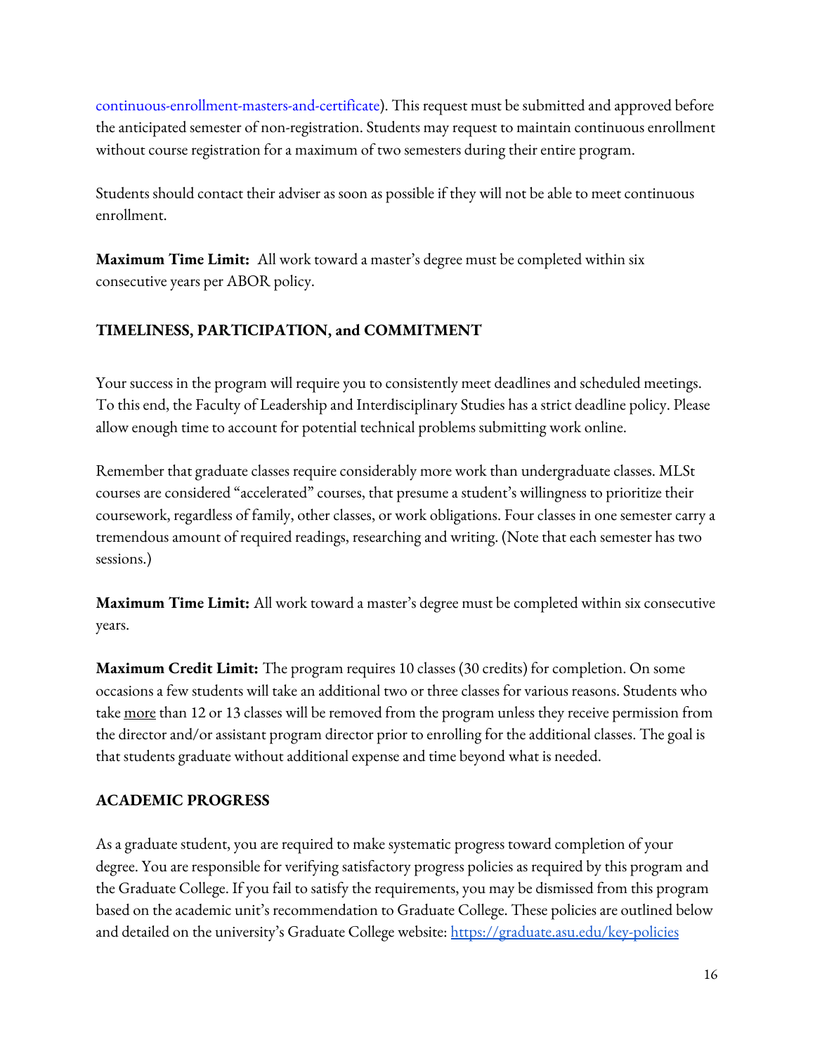continuous-enrollment-masters-and-certificate). This request must be submitted and approved before the anticipated semester of non-registration. Students may request to maintain continuous enrollment without course registration for a maximum of two semesters during their entire program.

Students should contact their adviser as soon as possible if they will not be able to meet continuous enrollment.

**Maximum Time Limit:** All work toward a master's degree must be completed within six consecutive years per ABOR policy.

## TIMELINESS, PARTICIPATION, and COMMITMENT

Your success in the program will require you to consistently meet deadlines and scheduled meetings. To this end, the Faculty of Leadership and Interdisciplinary Studies has a strict deadline policy. Please allow enough time to account for potential technical problems submitting work online.

Remember that graduate classes require considerably more work than undergraduate classes. MLSt courses are considered "accelerated" courses, that presume a student's willingness to prioritize their coursework, regardless of family, other classes, or work obligations. Four classes in one semester carry a tremendous amount of required readings, researching and writing. (Note that each semester has two sessions.)

**Maximum Time Limit:** All work toward a master's degree must be completed within six consecutive years.

**Maximum Credit Limit:** The program requires 10 classes (30 credits) for completion. On some occasions a few students will take an additional two or three classes for various reasons. Students who take more than 12 or 13 classes will be removed from the program unless they receive permission from the director and/or assistant program director prior to enrolling for the additional classes. The goal is that students graduate without additional expense and time beyond what is needed.

## ACADEMIC PROGRESS

As a graduate student, you are required to make systematic progress toward completion of your degree. You are responsible for verifying satisfactory progress policies as required by this program and the Graduate College. If you fail to satisfy the requirements, you may be dismissed from this program based on the academic unit's recommendation to Graduate College. These policies are outlined below and detailed on the university's Graduate College website: https://graduate.asu.edu/key-policies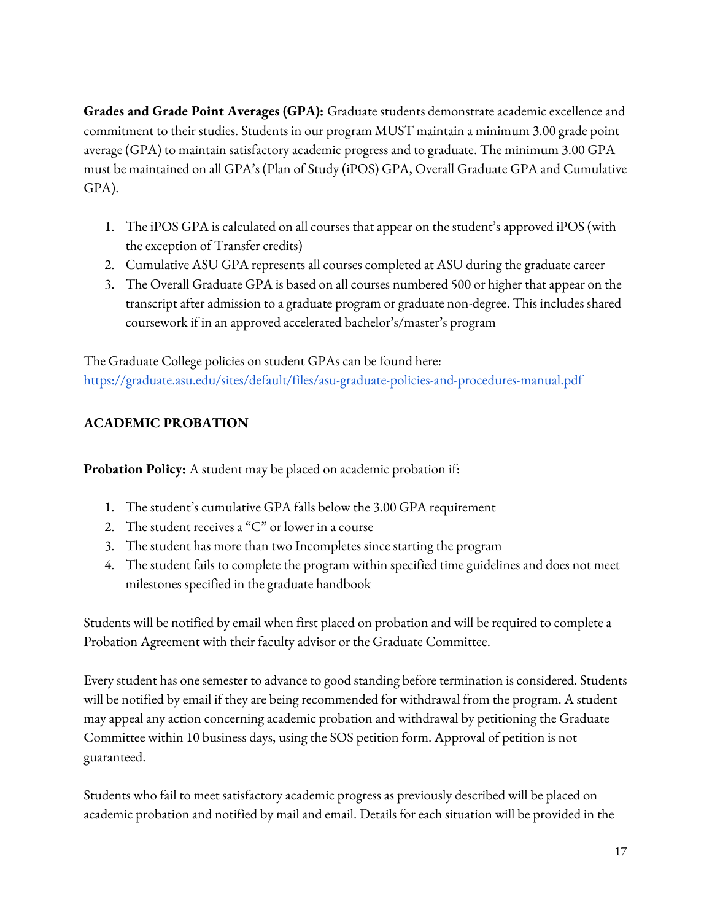**Grades and Grade Point Averages (GPA):** Graduate students demonstrate academic excellence and commitment to their studies. Students in our program MUST maintain a minimum 3.00 grade point average (GPA) to maintain satisfactory academic progress and to graduate. The minimum 3.00 GPA must be maintained on all GPA's (Plan of Study (iPOS) GPA, Overall Graduate GPA and Cumulative GPA).

1. The iPOS GPA is calculated on all courses that appear on the student's approved iPOS (with the exception of Transfer credits)
2. Cumulative ASU GPA represents all courses completed at ASU during the graduate career
3. The Overall Graduate GPA is based on all courses numbered 500 or higher that appear on the transcript after admission to a graduate program or graduate non-degree. This includes shared coursework if in an approved accelerated bachelor's/master's program

The Graduate College policies on student GPAs can be found here: [https://graduate.asu.edu/sites/default/files/asu-graduate-policies-and-procedures-manual.pdf](https://graduate.asu.edu/sites/default/files/asu-graduate-policies-and-procedures-manual.pdf)

## ACADEMIC PROBATION

**Probation Policy:** A student may be placed on academic probation if:

1. The student's cumulative GPA falls below the 3.00 GPA requirement
2. The student receives a "C" or lower in a course
3. The student has more than two Incompletes since starting the program
4. The student fails to complete the program within specified time guidelines and does not meet milestones specified in the graduate handbook

Students will be notified by email when first placed on probation and will be required to complete a Probation Agreement with their faculty advisor or the Graduate Committee.

Every student has one semester to advance to good standing before termination is considered. Students will be notified by email if they are being recommended for withdrawal from the program. A student may appeal any action concerning academic probation and withdrawal by petitioning the Graduate Committee within 10 business days, using the SOS petition form. Approval of petition is not guaranteed.

Students who fail to meet satisfactory academic progress as previously described will be placed on academic probation and notified by mail and email. Details for each situation will be provided in the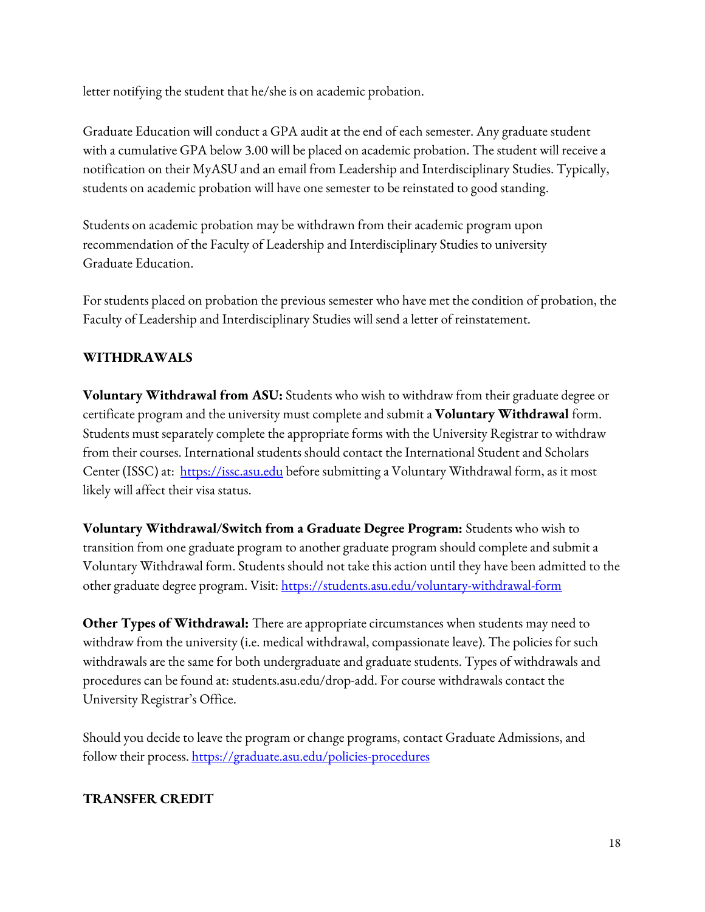letter notifying the student that he/she is on academic probation.

Graduate Education will conduct a GPA audit at the end of each semester. Any graduate student with a cumulative GPA below 3.00 will be placed on academic probation. The student will receive a notification on their MyASU and an email from Leadership and Interdisciplinary Studies. Typically, students on academic probation will have one semester to be reinstated to good standing.

Students on academic probation may be withdrawn from their academic program upon recommendation of the Faculty of Leadership and Interdisciplinary Studies to university Graduate Education.

For students placed on probation the previous semester who have met the condition of probation, the Faculty of Leadership and Interdisciplinary Studies will send a letter of reinstatement.

## WITHDRAWALS

**Voluntary Withdrawal from ASU:** Students who wish to withdraw from their graduate degree or certificate program and the university must complete and submit a **Voluntary Withdrawal** form. Students must separately complete the appropriate forms with the University Registrar to withdraw from their courses. International students should contact the International Student and Scholars Center (ISSC) at: [https://issc.asu.edu](https://issc.asu.edu) before submitting a Voluntary Withdrawal form, as it most likely will affect their visa status.

**Voluntary Withdrawal/Switch from a Graduate Degree Program:** Students who wish to transition from one graduate program to another graduate program should complete and submit a Voluntary Withdrawal form. Students should not take this action until they have been admitted to the other graduate degree program. Visit: [https://students.asu.edu/voluntary-withdrawal-form](https://students.asu.edu/voluntary-withdrawal-form)

**Other Types of Withdrawal:** There are appropriate circumstances when students may need to withdraw from the university (i.e. medical withdrawal, compassionate leave). The policies for such withdrawals are the same for both undergraduate and graduate students. Types of withdrawals and procedures can be found at: students.asu.edu/drop-add. For course withdrawals contact the University Registrar's Office.

Should you decide to leave the program or change programs, contact Graduate Admissions, and follow their process. [https://graduate.asu.edu/policies-procedures](https://graduate.asu.edu/policies-procedures)

## TRANSFER CREDIT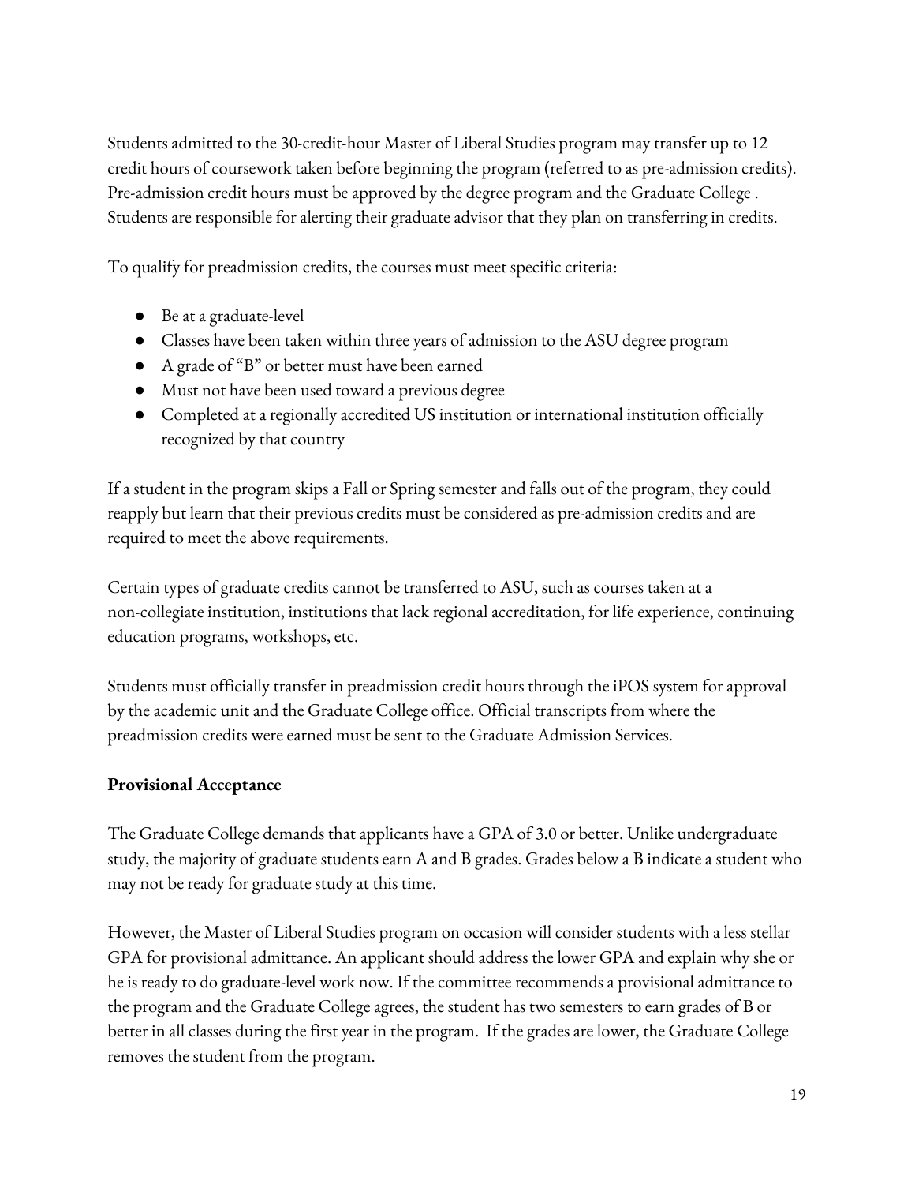Students admitted to the 30-credit-hour Master of Liberal Studies program may transfer up to 12 credit hours of coursework taken before beginning the program (referred to as pre-admission credits). Pre-admission credit hours must be approved by the degree program and the Graduate College . Students are responsible for alerting their graduate advisor that they plan on transferring in credits.

To qualify for preadmission credits, the courses must meet specific criteria:

- Be at a graduate-level
- Classes have been taken within three years of admission to the ASU degree program
- A grade of "B" or better must have been earned
- Must not have been used toward a previous degree
- Completed at a regionally accredited US institution or international institution officially recognized by that country

If a student in the program skips a Fall or Spring semester and falls out of the program, they could reapply but learn that their previous credits must be considered as pre-admission credits and are required to meet the above requirements.

Certain types of graduate credits cannot be transferred to ASU, such as courses taken at a non-collegiate institution, institutions that lack regional accreditation, for life experience, continuing education programs, workshops, etc.

Students must officially transfer in preadmission credit hours through the iPOS system for approval by the academic unit and the Graduate College office. Official transcripts from where the preadmission credits were earned must be sent to the Graduate Admission Services.

**Provisional Acceptance**

The Graduate College demands that applicants have a GPA of 3.0 or better. Unlike undergraduate study, the majority of graduate students earn A and B grades. Grades below a B indicate a student who may not be ready for graduate study at this time.

However, the Master of Liberal Studies program on occasion will consider students with a less stellar GPA for provisional admittance. An applicant should address the lower GPA and explain why she or he is ready to do graduate-level work now. If the committee recommends a provisional admittance to the program and the Graduate College agrees, the student has two semesters to earn grades of B or better in all classes during the first year in the program. If the grades are lower, the Graduate College removes the student from the program.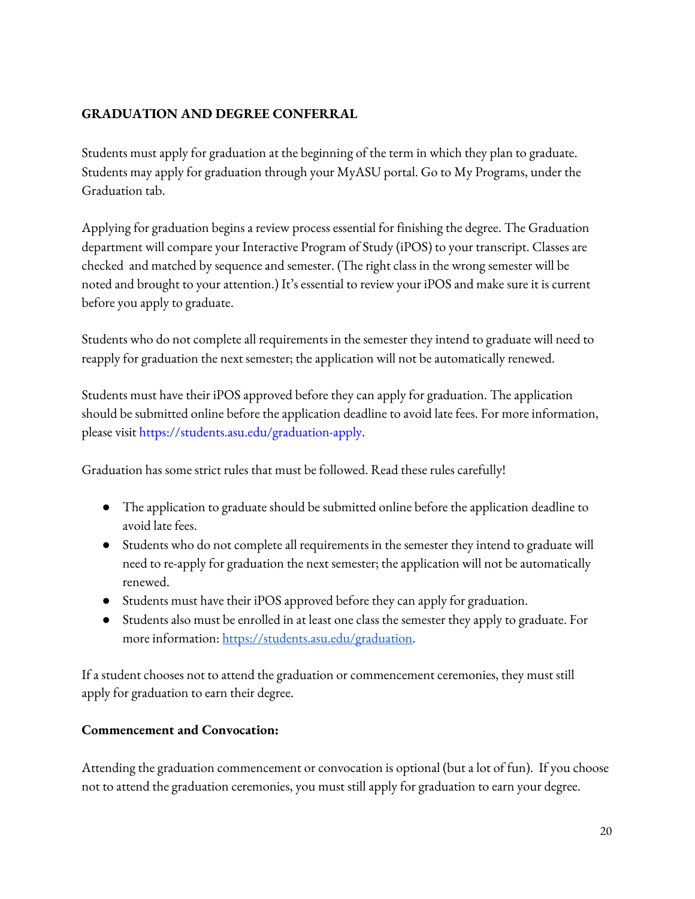## GRADUATION AND DEGREE CONFERRAL

Students must apply for graduation at the beginning of the term in which they plan to graduate. Students may apply for graduation through your MyASU portal. Go to My Programs, under the Graduation tab.

Applying for graduation begins a review process essential for finishing the degree. The Graduation department will compare your Interactive Program of Study (iPOS) to your transcript. Classes are checked and matched by sequence and semester. (The right class in the wrong semester will be noted and brought to your attention.) It's essential to review your iPOS and make sure it is current before you apply to graduate.

Students who do not complete all requirements in the semester they intend to graduate will need to reapply for graduation the next semester; the application will not be automatically renewed.

Students must have their iPOS approved before they can apply for graduation. The application should be submitted online before the application deadline to avoid late fees. For more information, please visit https://students.asu.edu/graduation-apply.

Graduation has some strict rules that must be followed. Read these rules carefully!

- The application to graduate should be submitted online before the application deadline to avoid late fees.
- Students who do not complete all requirements in the semester they intend to graduate will need to re-apply for graduation the next semester; the application will not be automatically renewed.
- Students must have their iPOS approved before they can apply for graduation.
- Students also must be enrolled in at least one class the semester they apply to graduate. For more information: https://students.asu.edu/graduation.

If a student chooses not to attend the graduation or commencement ceremonies, they must still apply for graduation to earn their degree.

### Commencement and Convocation:

Attending the graduation commencement or convocation is optional (but a lot of fun). If you choose not to attend the graduation ceremonies, you must still apply for graduation to earn your degree.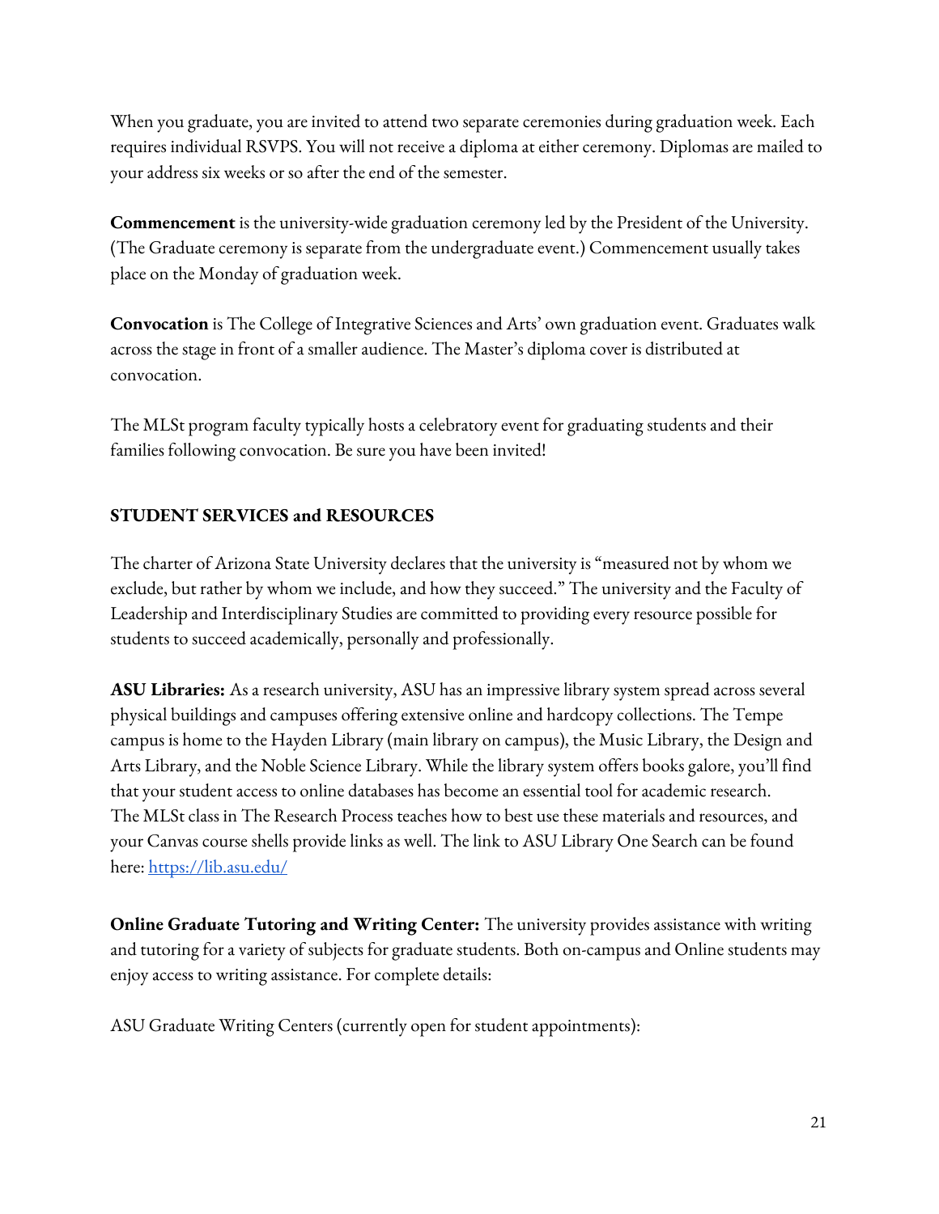When you graduate, you are invited to attend two separate ceremonies during graduation week. Each requires individual RSVPS. You will not receive a diploma at either ceremony. Diplomas are mailed to your address six weeks or so after the end of the semester.

**Commencement** is the university-wide graduation ceremony led by the President of the University. (The Graduate ceremony is separate from the undergraduate event.) Commencement usually takes place on the Monday of graduation week.

**Convocation** is The College of Integrative Sciences and Arts' own graduation event. Graduates walk across the stage in front of a smaller audience. The Master's diploma cover is distributed at convocation.

The MLSt program faculty typically hosts a celebratory event for graduating students and their families following convocation. Be sure you have been invited!

## STUDENT SERVICES and RESOURCES

The charter of Arizona State University declares that the university is "measured not by whom we exclude, but rather by whom we include, and how they succeed." The university and the Faculty of Leadership and Interdisciplinary Studies are committed to providing every resource possible for students to succeed academically, personally and professionally.

**ASU Libraries:** As a research university, ASU has an impressive library system spread across several physical buildings and campuses offering extensive online and hardcopy collections. The Tempe campus is home to the Hayden Library (main library on campus), the Music Library, the Design and Arts Library, and the Noble Science Library. While the library system offers books galore, you'll find that your student access to online databases has become an essential tool for academic research. The MLSt class in The Research Process teaches how to best use these materials and resources, and your Canvas course shells provide links as well. The link to ASU Library One Search can be found here: [https://lib.asu.edu/](https://lib.asu.edu/)

**Online Graduate Tutoring and Writing Center:** The university provides assistance with writing and tutoring for a variety of subjects for graduate students. Both on-campus and Online students may enjoy access to writing assistance. For complete details:

ASU Graduate Writing Centers (currently open for student appointments):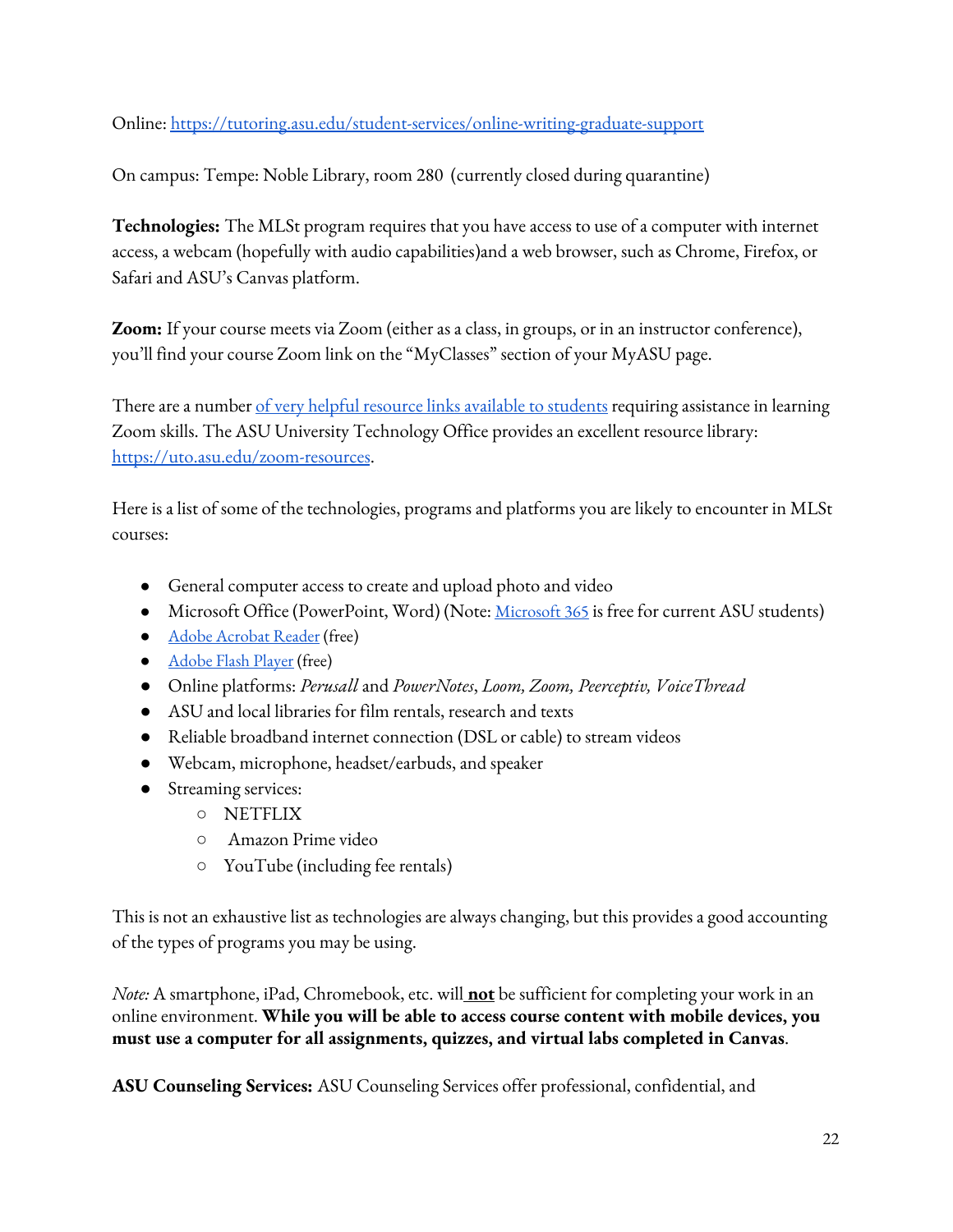Online: [https://tutoring.asu.edu/student-services/online-writing-graduate-support](https://tutoring.asu.edu/student-services/online-writing-graduate-support)

On campus: Tempe: Noble Library, room 280 (currently closed during quarantine)

**Technologies:** The MLSt program requires that you have access to use of a computer with internet access, a webcam (hopefully with audio capabilities)and a web browser, such as Chrome, Firefox, or Safari and ASU's Canvas platform.

**Zoom:** If your course meets via Zoom (either as a class, in groups, or in an instructor conference), you'll find your course Zoom link on the "MyClasses" section of your MyASU page.

There are a number of very helpful resource links available to students requiring assistance in learning Zoom skills. The ASU University Technology Office provides an excellent resource library: [https://uto.asu.edu/zoom-resources](https://uto.asu.edu/zoom-resources).

Here is a list of some of the technologies, programs and platforms you are likely to encounter in MLSt courses:

- General computer access to create and upload photo and video
- Microsoft Office (PowerPoint, Word) (Note: Microsoft 365 is free for current ASU students)
- Adobe Acrobat Reader (free)
- Adobe Flash Player (free)
- Online platforms: *Perusall* and *PowerNotes*, *Loom, Zoom, Peerceptiv, VoiceThread*
- ASU and local libraries for film rentals, research and texts
- Reliable broadband internet connection (DSL or cable) to stream videos
- Webcam, microphone, headset/earbuds, and speaker
- Streaming services:
  - NETFLIX
  - Amazon Prime video
  - YouTube (including fee rentals)

This is not an exhaustive list as technologies are always changing, but this provides a good accounting of the types of programs you may be using.

*Note:* A smartphone, iPad, Chromebook, etc. will **not** be sufficient for completing your work in an online environment. **While you will be able to access course content with mobile devices, you must use a computer for all assignments, quizzes, and virtual labs completed in Canvas**.

**ASU Counseling Services:** ASU Counseling Services offer professional, confidential, and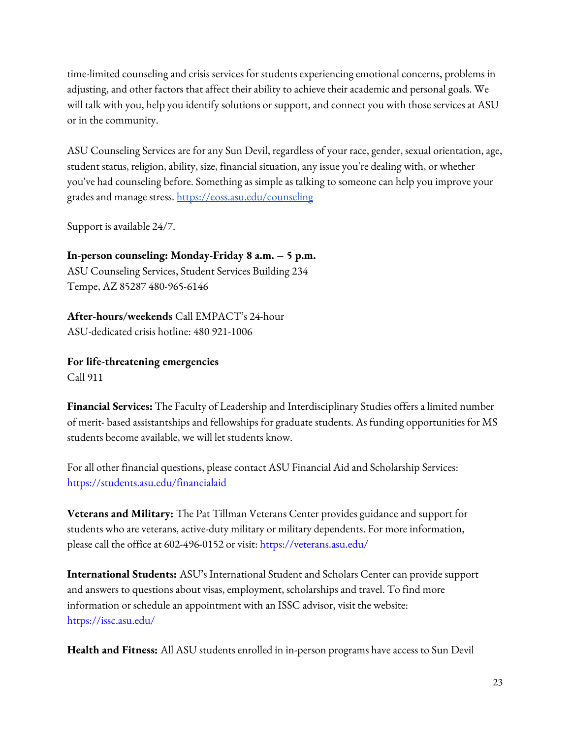time-limited counseling and crisis services for students experiencing emotional concerns, problems in adjusting, and other factors that affect their ability to achieve their academic and personal goals. We will talk with you, help you identify solutions or support, and connect you with those services at ASU or in the community.

ASU Counseling Services are for any Sun Devil, regardless of your race, gender, sexual orientation, age, student status, religion, ability, size, financial situation, any issue you're dealing with, or whether you've had counseling before. Something as simple as talking to someone can help you improve your grades and manage stress. https://eoss.asu.edu/counseling

Support is available 24/7.

**In-person counseling: Monday-Friday 8 a.m. – 5 p.m.**
ASU Counseling Services, Student Services Building 234
Tempe, AZ 85287 480-965-6146

**After-hours/weekends** Call EMPACT's 24-hour
ASU-dedicated crisis hotline: 480 921-1006

**For life-threatening emergencies**
Call 911

**Financial Services:** The Faculty of Leadership and Interdisciplinary Studies offers a limited number of merit- based assistantships and fellowships for graduate students. As funding opportunities for MS students become available, we will let students know.

For all other financial questions, please contact ASU Financial Aid and Scholarship Services: https://students.asu.edu/financialaid

**Veterans and Military:** The Pat Tillman Veterans Center provides guidance and support for students who are veterans, active-duty military or military dependents. For more information, please call the office at 602-496-0152 or visit: https://veterans.asu.edu/

**International Students:** ASU's International Student and Scholars Center can provide support and answers to questions about visas, employment, scholarships and travel. To find more information or schedule an appointment with an ISSC advisor, visit the website: https://issc.asu.edu/

**Health and Fitness:** All ASU students enrolled in in-person programs have access to Sun Devil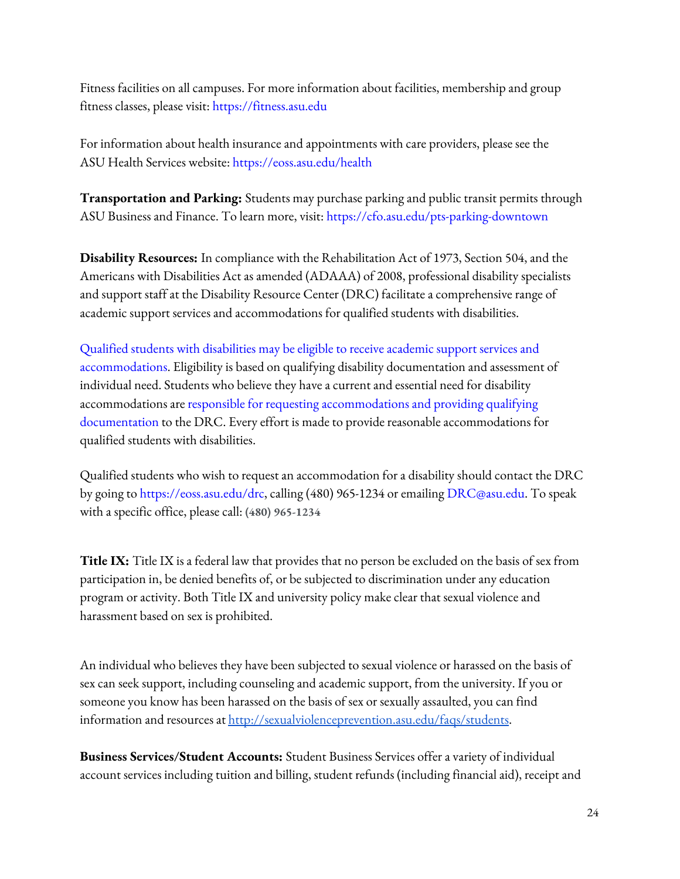Fitness facilities on all campuses. For more information about facilities, membership and group fitness classes, please visit: https://fitness.asu.edu

For information about health insurance and appointments with care providers, please see the ASU Health Services website: https://eoss.asu.edu/health

**Transportation and Parking:** Students may purchase parking and public transit permits through ASU Business and Finance. To learn more, visit: https://cfo.asu.edu/pts-parking-downtown

**Disability Resources:** In compliance with the Rehabilitation Act of 1973, Section 504, and the Americans with Disabilities Act as amended (ADAAA) of 2008, professional disability specialists and support staff at the Disability Resource Center (DRC) facilitate a comprehensive range of academic support services and accommodations for qualified students with disabilities.

Qualified students with disabilities may be eligible to receive academic support services and accommodations. Eligibility is based on qualifying disability documentation and assessment of individual need. Students who believe they have a current and essential need for disability accommodations are responsible for requesting accommodations and providing qualifying documentation to the DRC. Every effort is made to provide reasonable accommodations for qualified students with disabilities.

Qualified students who wish to request an accommodation for a disability should contact the DRC by going to https://eoss.asu.edu/drc, calling (480) 965-1234 or emailing DRC@asu.edu. To speak with a specific office, please call: **(480) 965-1234**

**Title IX:** Title IX is a federal law that provides that no person be excluded on the basis of sex from participation in, be denied benefits of, or be subjected to discrimination under any education program or activity. Both Title IX and university policy make clear that sexual violence and harassment based on sex is prohibited.

An individual who believes they have been subjected to sexual violence or harassed on the basis of sex can seek support, including counseling and academic support, from the university. If you or someone you know has been harassed on the basis of sex or sexually assaulted, you can find information and resources at http://sexualviolenceprevention.asu.edu/faqs/students.

**Business Services/Student Accounts:** Student Business Services offer a variety of individual account services including tuition and billing, student refunds (including financial aid), receipt and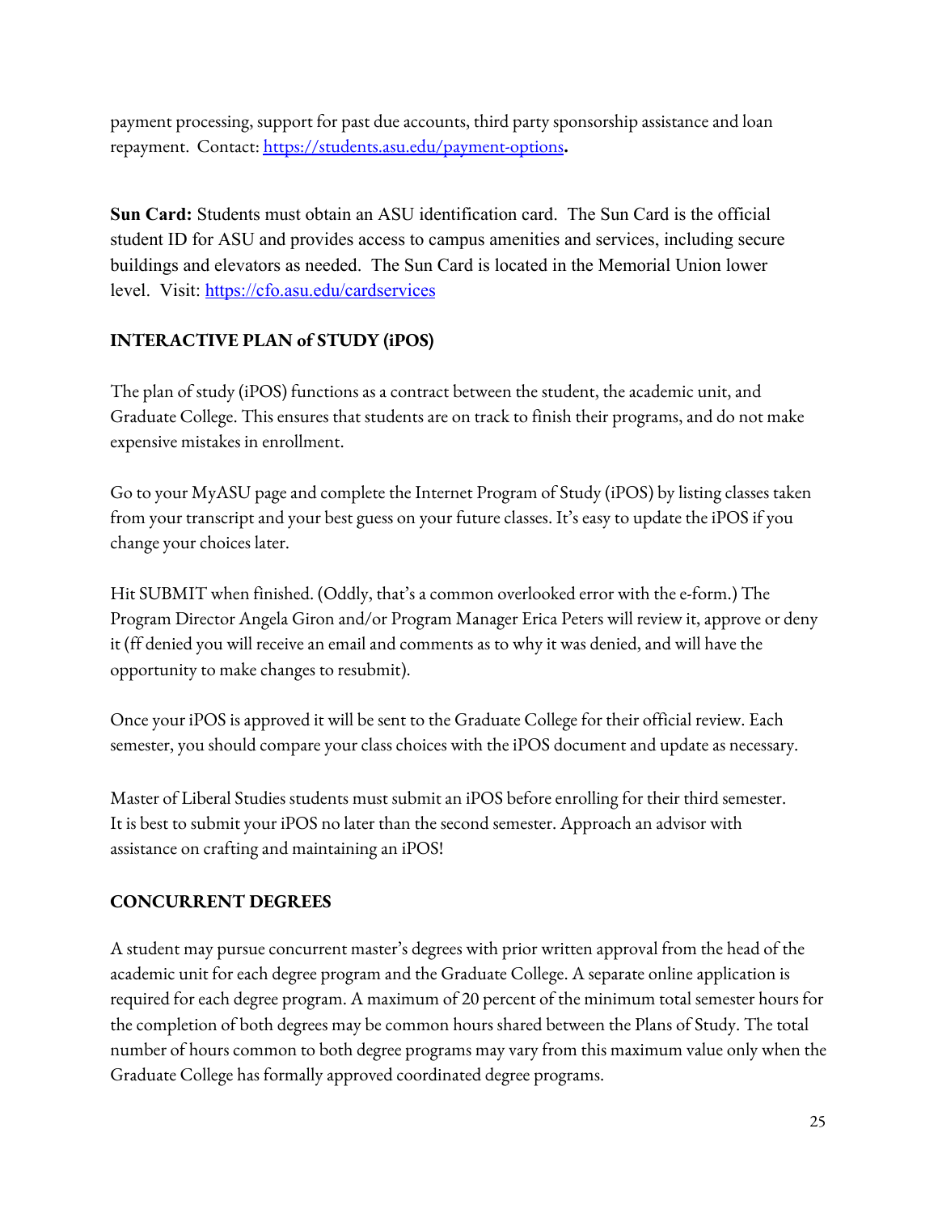payment processing, support for past due accounts, third party sponsorship assistance and loan repayment. Contact: [https://students.asu.edu/payment-options](https://students.asu.edu/payment-options)**.**

**Sun Card:** Students must obtain an ASU identification card. The Sun Card is the official student ID for ASU and provides access to campus amenities and services, including secure buildings and elevators as needed. The Sun Card is located in the Memorial Union lower level. Visit: [https://cfo.asu.edu/cardservices](https://cfo.asu.edu/cardservices)

## INTERACTIVE PLAN of STUDY (iPOS)

The plan of study (iPOS) functions as a contract between the student, the academic unit, and Graduate College. This ensures that students are on track to finish their programs, and do not make expensive mistakes in enrollment.

Go to your MyASU page and complete the Internet Program of Study (iPOS) by listing classes taken from your transcript and your best guess on your future classes. It's easy to update the iPOS if you change your choices later.

Hit SUBMIT when finished. (Oddly, that's a common overlooked error with the e-form.) The Program Director Angela Giron and/or Program Manager Erica Peters will review it, approve or deny it (ff denied you will receive an email and comments as to why it was denied, and will have the opportunity to make changes to resubmit).

Once your iPOS is approved it will be sent to the Graduate College for their official review. Each semester, you should compare your class choices with the iPOS document and update as necessary.

Master of Liberal Studies students must submit an iPOS before enrolling for their third semester. It is best to submit your iPOS no later than the second semester. Approach an advisor with assistance on crafting and maintaining an iPOS!

## CONCURRENT DEGREES

A student may pursue concurrent master's degrees with prior written approval from the head of the academic unit for each degree program and the Graduate College. A separate online application is required for each degree program. A maximum of 20 percent of the minimum total semester hours for the completion of both degrees may be common hours shared between the Plans of Study. The total number of hours common to both degree programs may vary from this maximum value only when the Graduate College has formally approved coordinated degree programs.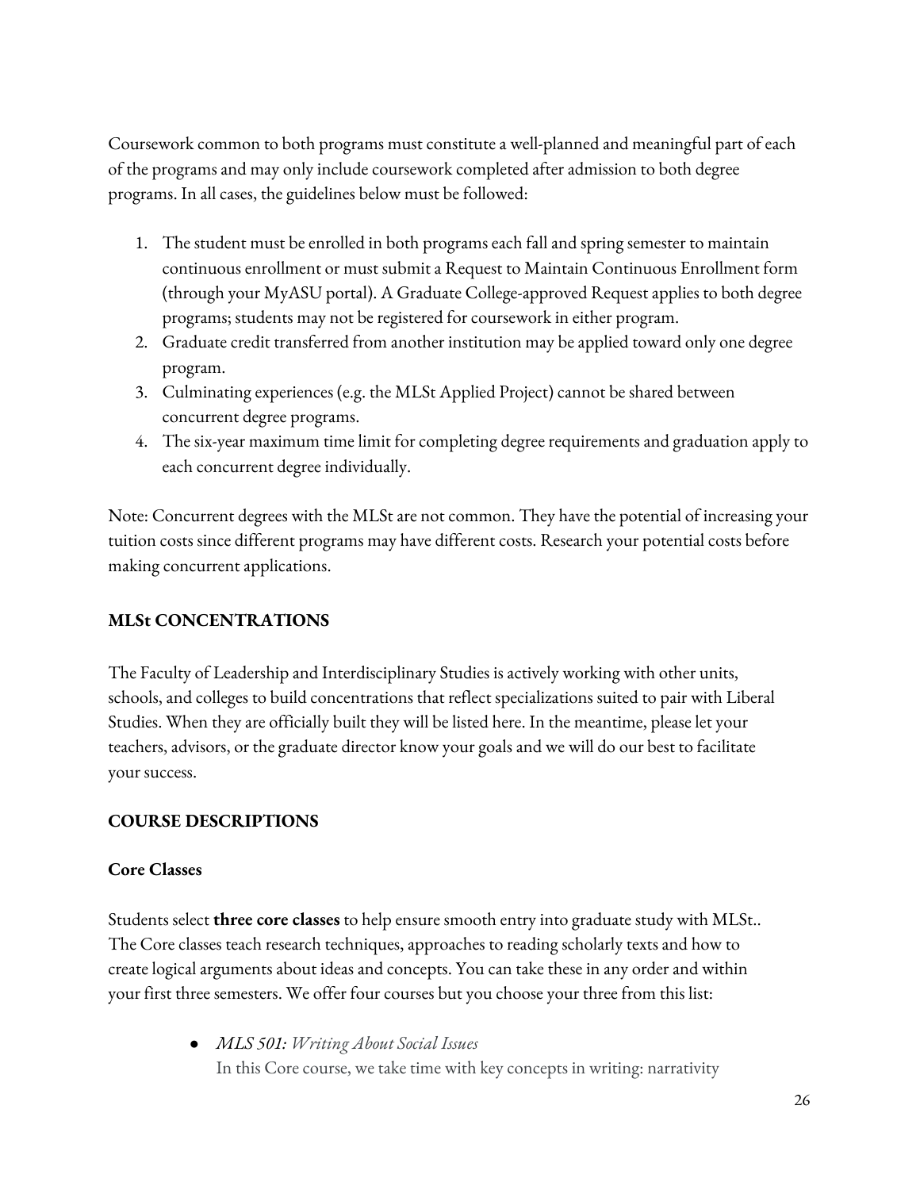Coursework common to both programs must constitute a well-planned and meaningful part of each of the programs and may only include coursework completed after admission to both degree programs. In all cases, the guidelines below must be followed:

1. The student must be enrolled in both programs each fall and spring semester to maintain continuous enrollment or must submit a Request to Maintain Continuous Enrollment form (through your MyASU portal). A Graduate College-approved Request applies to both degree programs; students may not be registered for coursework in either program.
2. Graduate credit transferred from another institution may be applied toward only one degree program.
3. Culminating experiences (e.g. the MLSt Applied Project) cannot be shared between concurrent degree programs.
4. The six-year maximum time limit for completing degree requirements and graduation apply to each concurrent degree individually.

Note: Concurrent degrees with the MLSt are not common. They have the potential of increasing your tuition costs since different programs may have different costs. Research your potential costs before making concurrent applications.

## MLSt CONCENTRATIONS

The Faculty of Leadership and Interdisciplinary Studies is actively working with other units, schools, and colleges to build concentrations that reflect specializations suited to pair with Liberal Studies. When they are officially built they will be listed here. In the meantime, please let your teachers, advisors, or the graduate director know your goals and we will do our best to facilitate your success.

## COURSE DESCRIPTIONS

### Core Classes

Students select **three core classes** to help ensure smooth entry into graduate study with MLSt.. The Core classes teach research techniques, approaches to reading scholarly texts and how to create logical arguments about ideas and concepts. You can take these in any order and within your first three semesters. We offer four courses but you choose your three from this list:

- *MLS 501: Writing About Social Issues*
  In this Core course, we take time with key concepts in writing: narrativity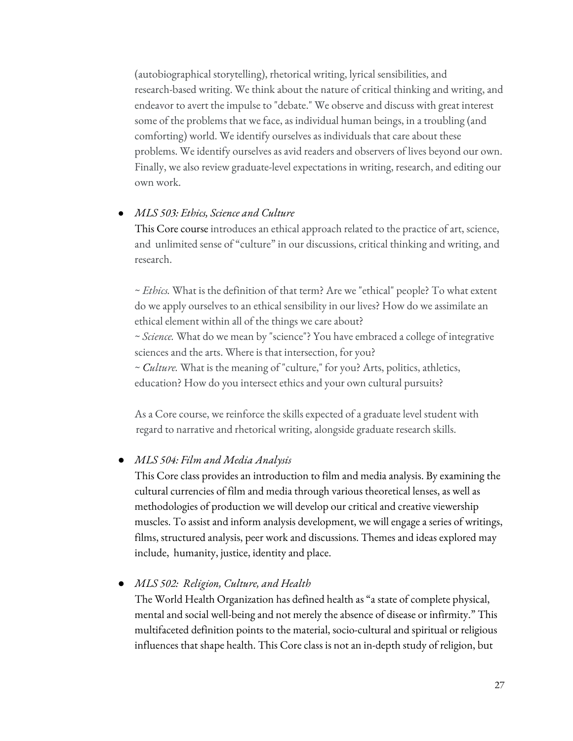(autobiographical storytelling), rhetorical writing, lyrical sensibilities, and research-based writing. We think about the nature of critical thinking and writing, and endeavor to avert the impulse to "debate." We observe and discuss with great interest some of the problems that we face, as individual human beings, in a troubling (and comforting) world. We identify ourselves as individuals that care about these problems. We identify ourselves as avid readers and observers of lives beyond our own. Finally, we also review graduate-level expectations in writing, research, and editing our own work.

- *MLS 503: Ethics, Science and Culture*

  This Core course introduces an ethical approach related to the practice of art, science, and unlimited sense of "culture" in our discussions, critical thinking and writing, and research.

  ~ *Ethics.* What is the definition of that term? Are we "ethical" people? To what extent do we apply ourselves to an ethical sensibility in our lives? How do we assimilate an ethical element within all of the things we care about?
  ~ *Science.* What do we mean by "science"? You have embraced a college of integrative sciences and the arts. Where is that intersection, for you?
  ~ *Culture.* What is the meaning of "culture," for you? Arts, politics, athletics, education? How do you intersect ethics and your own cultural pursuits?

  As a Core course, we reinforce the skills expected of a graduate level student with regard to narrative and rhetorical writing, alongside graduate research skills.

- *MLS 504: Film and Media Analysis*

  This Core class provides an introduction to film and media analysis. By examining the cultural currencies of film and media through various theoretical lenses, as well as methodologies of production we will develop our critical and creative viewership muscles. To assist and inform analysis development, we will engage a series of writings, films, structured analysis, peer work and discussions. Themes and ideas explored may include, humanity, justice, identity and place.

- *MLS 502: Religion, Culture, and Health*

  The World Health Organization has defined health as "a state of complete physical, mental and social well-being and not merely the absence of disease or infirmity." This multifaceted definition points to the material, socio-cultural and spiritual or religious influences that shape health. This Core class is not an in-depth study of religion, but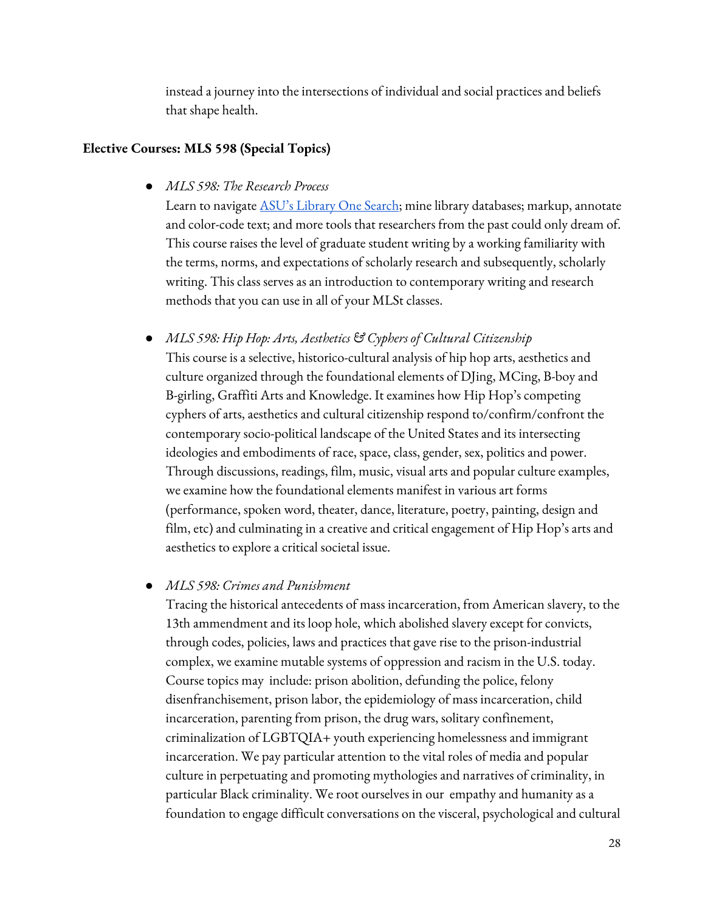instead a journey into the intersections of individual and social practices and beliefs that shape health.

**Elective Courses: MLS 598 (Special Topics)**

- *MLS 598: The Research Process*
  Learn to navigate [ASU's Library One Search](); mine library databases; markup, annotate and color-code text; and more tools that researchers from the past could only dream of. This course raises the level of graduate student writing by a working familiarity with the terms, norms, and expectations of scholarly research and subsequently, scholarly writing. This class serves as an introduction to contemporary writing and research methods that you can use in all of your MLSt classes.

- *MLS 598: Hip Hop: Arts, Aesthetics & Cyphers of Cultural Citizenship*
  This course is a selective, historico-cultural analysis of hip hop arts, aesthetics and culture organized through the foundational elements of DJing, MCing, B-boy and B-girling, Graffiti Arts and Knowledge. It examines how Hip Hop's competing cyphers of arts, aesthetics and cultural citizenship respond to/confirm/confront the contemporary socio-political landscape of the United States and its intersecting ideologies and embodiments of race, space, class, gender, sex, politics and power. Through discussions, readings, film, music, visual arts and popular culture examples, we examine how the foundational elements manifest in various art forms (performance, spoken word, theater, dance, literature, poetry, painting, design and film, etc) and culminating in a creative and critical engagement of Hip Hop's arts and aesthetics to explore a critical societal issue.

- *MLS 598: Crimes and Punishment*
  Tracing the historical antecedents of mass incarceration, from American slavery, to the 13th ammendment and its loop hole, which abolished slavery except for convicts, through codes, policies, laws and practices that gave rise to the prison-industrial complex, we examine mutable systems of oppression and racism in the U.S. today. Course topics may include: prison abolition, defunding the police, felony disenfranchisement, prison labor, the epidemiology of mass incarceration, child incarceration, parenting from prison, the drug wars, solitary confinement, criminalization of LGBTQIA+ youth experiencing homelessness and immigrant incarceration. We pay particular attention to the vital roles of media and popular culture in perpetuating and promoting mythologies and narratives of criminality, in particular Black criminality. We root ourselves in our empathy and humanity as a foundation to engage difficult conversations on the visceral, psychological and cultural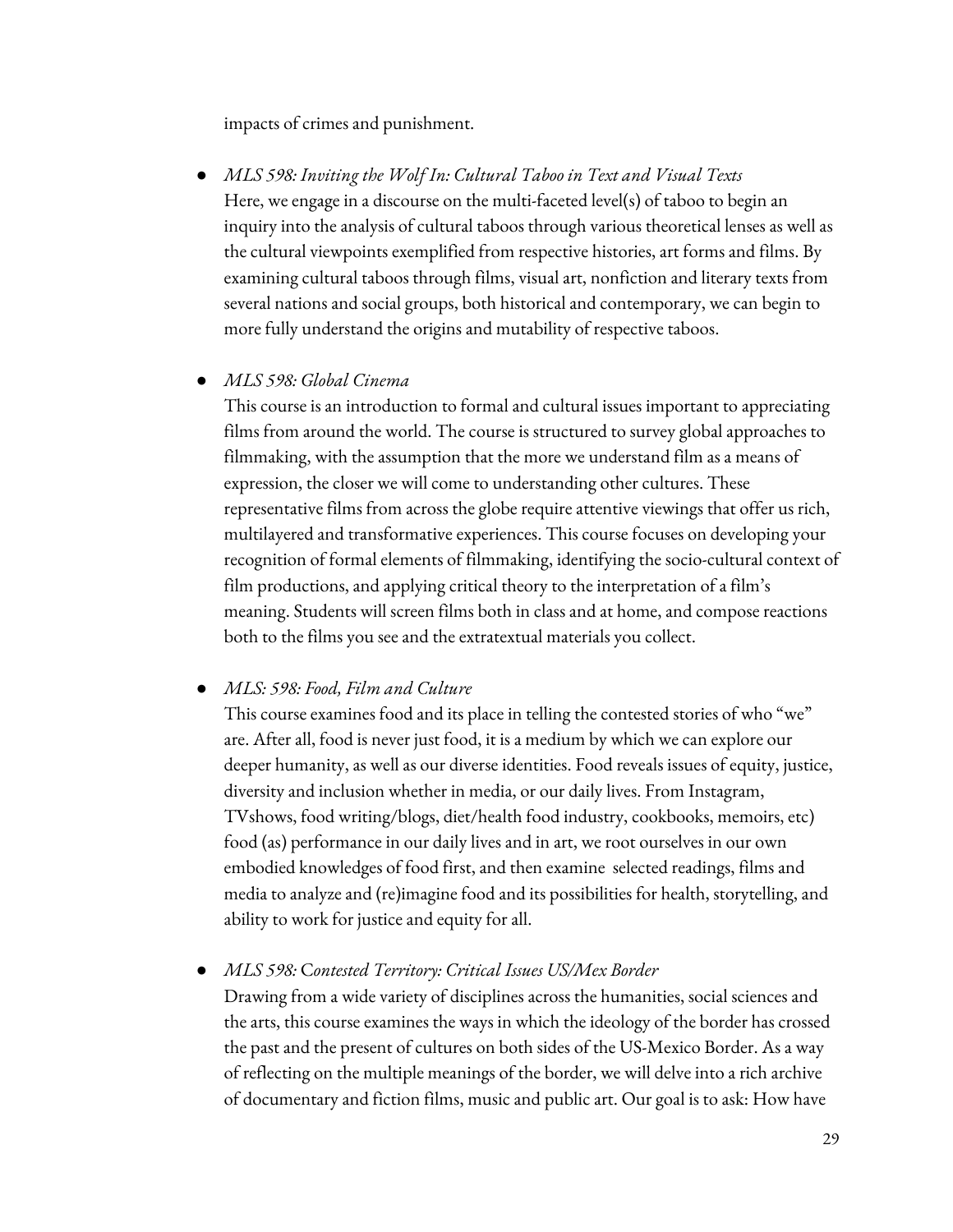impacts of crimes and punishment.

- *MLS 598: Inviting the Wolf In: Cultural Taboo in Text and Visual Texts*
  Here, we engage in a discourse on the multi-faceted level(s) of taboo to begin an inquiry into the analysis of cultural taboos through various theoretical lenses as well as the cultural viewpoints exemplified from respective histories, art forms and films. By examining cultural taboos through films, visual art, nonfiction and literary texts from several nations and social groups, both historical and contemporary, we can begin to more fully understand the origins and mutability of respective taboos.

- *MLS 598: Global Cinema*
  This course is an introduction to formal and cultural issues important to appreciating films from around the world. The course is structured to survey global approaches to filmmaking, with the assumption that the more we understand film as a means of expression, the closer we will come to understanding other cultures. These representative films from across the globe require attentive viewings that offer us rich, multilayered and transformative experiences. This course focuses on developing your recognition of formal elements of filmmaking, identifying the socio-cultural context of film productions, and applying critical theory to the interpretation of a film's meaning. Students will screen films both in class and at home, and compose reactions both to the films you see and the extratextual materials you collect.

- *MLS: 598: Food, Film and Culture*
  This course examines food and its place in telling the contested stories of who "we" are. After all, food is never just food, it is a medium by which we can explore our deeper humanity, as well as our diverse identities. Food reveals issues of equity, justice, diversity and inclusion whether in media, or our daily lives. From Instagram, TVshows, food writing/blogs, diet/health food industry, cookbooks, memoirs, etc) food (as) performance in our daily lives and in art, we root ourselves in our own embodied knowledges of food first, and then examine selected readings, films and media to analyze and (re)imagine food and its possibilities for health, storytelling, and ability to work for justice and equity for all.

- *MLS 598:* C*ontested Territory: Critical Issues US/Mex Border*
  Drawing from a wide variety of disciplines across the humanities, social sciences and the arts, this course examines the ways in which the ideology of the border has crossed the past and the present of cultures on both sides of the US-Mexico Border. As a way of reflecting on the multiple meanings of the border, we will delve into a rich archive of documentary and fiction films, music and public art. Our goal is to ask: How have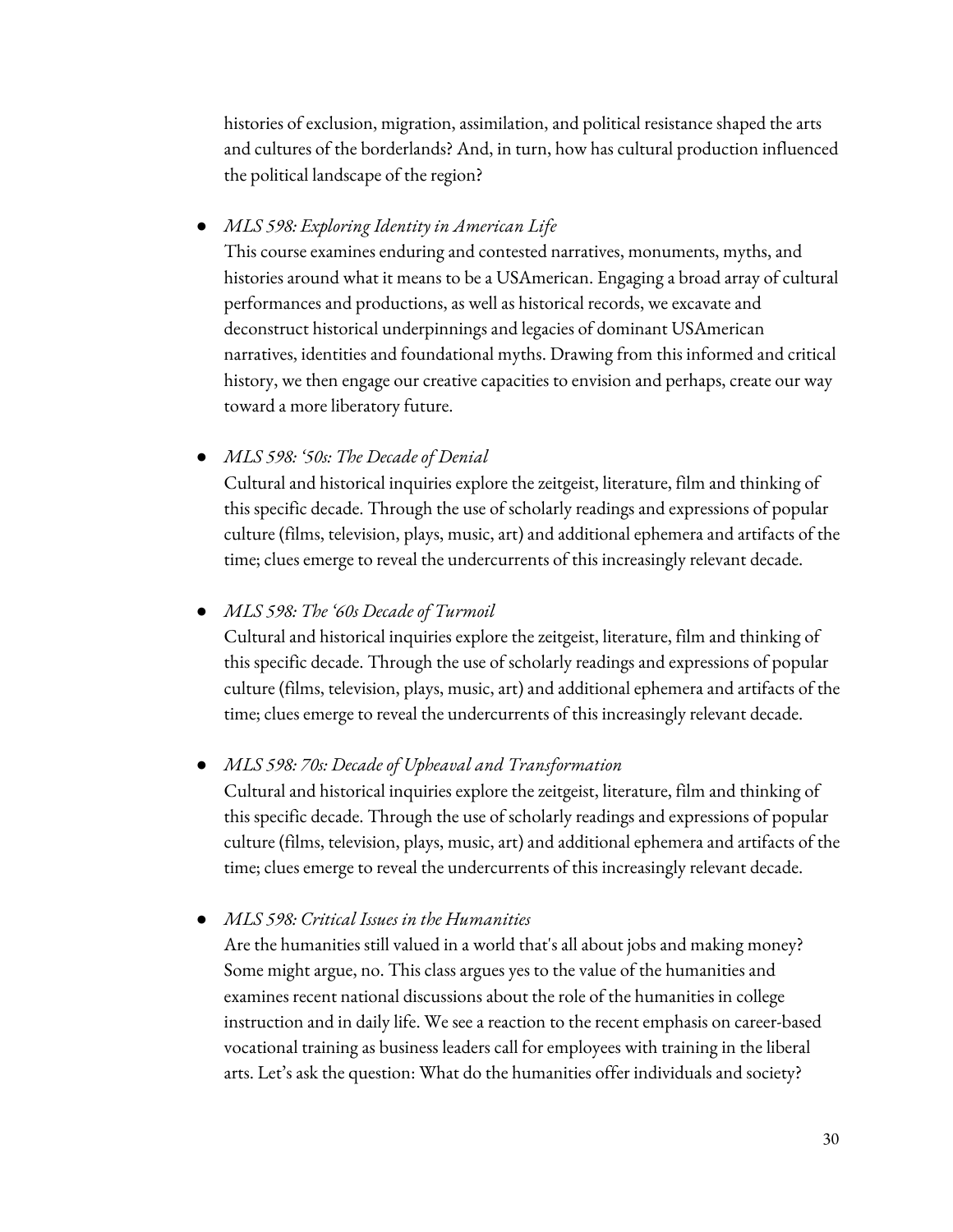histories of exclusion, migration, assimilation, and political resistance shaped the arts and cultures of the borderlands? And, in turn, how has cultural production influenced the political landscape of the region?

- *MLS 598: Exploring Identity in American Life*
  This course examines enduring and contested narratives, monuments, myths, and histories around what it means to be a USAmerican. Engaging a broad array of cultural performances and productions, as well as historical records, we excavate and deconstruct historical underpinnings and legacies of dominant USAmerican narratives, identities and foundational myths. Drawing from this informed and critical history, we then engage our creative capacities to envision and perhaps, create our way toward a more liberatory future.

- *MLS 598: '50s: The Decade of Denial*
  Cultural and historical inquiries explore the zeitgeist, literature, film and thinking of this specific decade. Through the use of scholarly readings and expressions of popular culture (films, television, plays, music, art) and additional ephemera and artifacts of the time; clues emerge to reveal the undercurrents of this increasingly relevant decade.

- *MLS 598: The '60s Decade of Turmoil*
  Cultural and historical inquiries explore the zeitgeist, literature, film and thinking of this specific decade. Through the use of scholarly readings and expressions of popular culture (films, television, plays, music, art) and additional ephemera and artifacts of the time; clues emerge to reveal the undercurrents of this increasingly relevant decade.

- *MLS 598: 70s: Decade of Upheaval and Transformation*
  Cultural and historical inquiries explore the zeitgeist, literature, film and thinking of this specific decade. Through the use of scholarly readings and expressions of popular culture (films, television, plays, music, art) and additional ephemera and artifacts of the time; clues emerge to reveal the undercurrents of this increasingly relevant decade.

- *MLS 598: Critical Issues in the Humanities*
  Are the humanities still valued in a world that's all about jobs and making money? Some might argue, no. This class argues yes to the value of the humanities and examines recent national discussions about the role of the humanities in college instruction and in daily life. We see a reaction to the recent emphasis on career-based vocational training as business leaders call for employees with training in the liberal arts. Let's ask the question: What do the humanities offer individuals and society?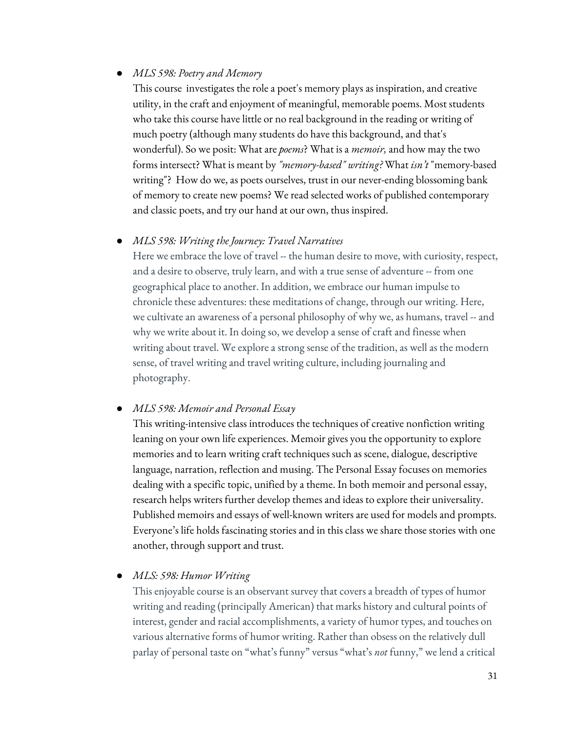- *MLS 598: Poetry and Memory*

  This course investigates the role a poet's memory plays as inspiration, and creative utility, in the craft and enjoyment of meaningful, memorable poems. Most students who take this course have little or no real background in the reading or writing of much poetry (although many students do have this background, and that's wonderful). So we posit: What are *poems*? What is a *memoir,* and how may the two forms intersect? What is meant by *"memory-based" writing?* What *isn't* "memory-based writing"? How do we, as poets ourselves, trust in our never-ending blossoming bank of memory to create new poems? We read selected works of published contemporary and classic poets, and try our hand at our own, thus inspired.

- *MLS 598: Writing the Journey: Travel Narratives*

  Here we embrace the love of travel -- the human desire to move, with curiosity, respect, and a desire to observe, truly learn, and with a true sense of adventure -- from one geographical place to another. In addition, we embrace our human impulse to chronicle these adventures: these meditations of change, through our writing. Here, we cultivate an awareness of a personal philosophy of why we, as humans, travel -- and why we write about it. In doing so, we develop a sense of craft and finesse when writing about travel. We explore a strong sense of the tradition, as well as the modern sense, of travel writing and travel writing culture, including journaling and photography.

- *MLS 598: Memoir and Personal Essay*

  This writing-intensive class introduces the techniques of creative nonfiction writing leaning on your own life experiences. Memoir gives you the opportunity to explore memories and to learn writing craft techniques such as scene, dialogue, descriptive language, narration, reflection and musing. The Personal Essay focuses on memories dealing with a specific topic, unified by a theme. In both memoir and personal essay, research helps writers further develop themes and ideas to explore their universality. Published memoirs and essays of well-known writers are used for models and prompts. Everyone's life holds fascinating stories and in this class we share those stories with one another, through support and trust.

- *MLS: 598: Humor Writing*

  This enjoyable course is an observant survey that covers a breadth of types of humor writing and reading (principally American) that marks history and cultural points of interest, gender and racial accomplishments, a variety of humor types, and touches on various alternative forms of humor writing. Rather than obsess on the relatively dull parlay of personal taste on "what's funny" versus "what's *not* funny," we lend a critical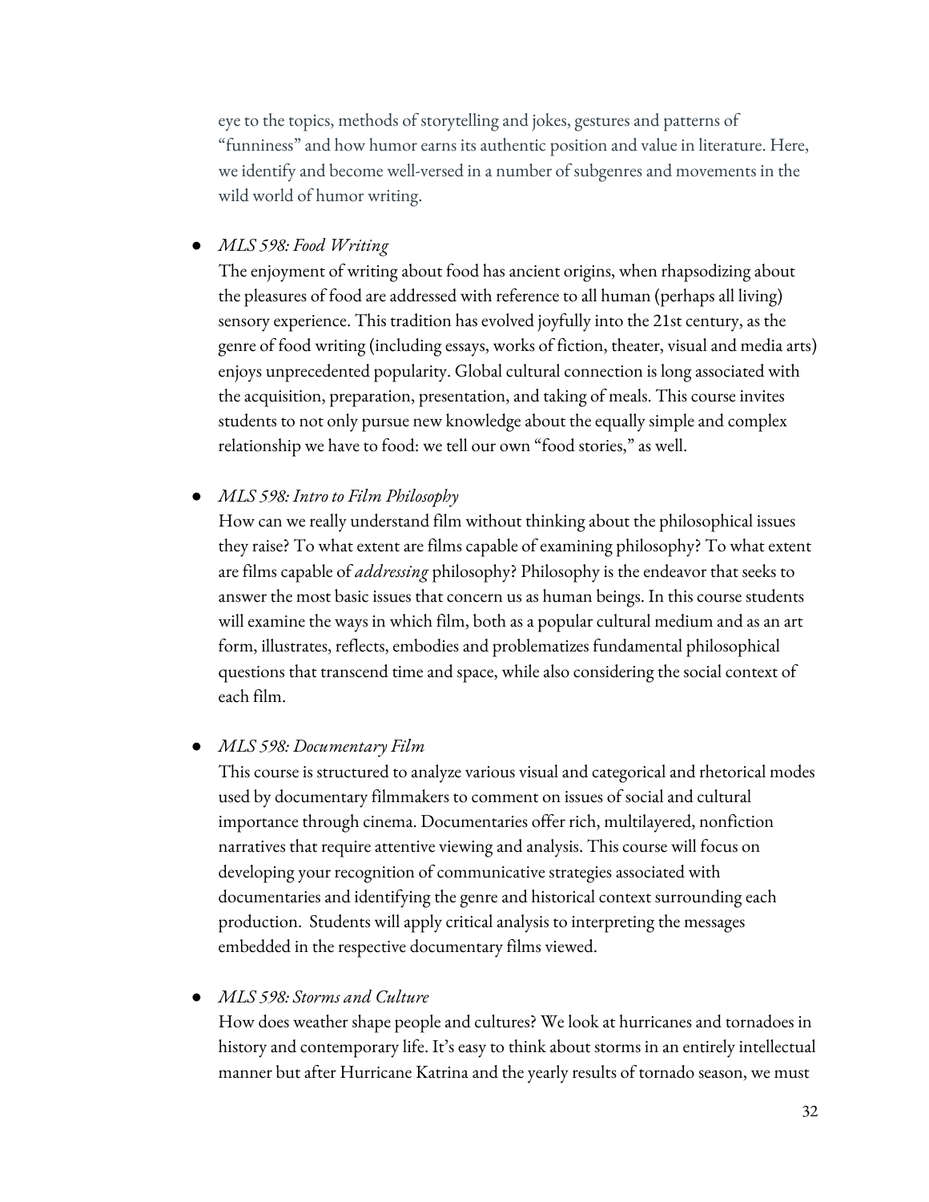eye to the topics, methods of storytelling and jokes, gestures and patterns of "funniness" and how humor earns its authentic position and value in literature. Here, we identify and become well-versed in a number of subgenres and movements in the wild world of humor writing.

- *MLS 598: Food Writing*
  The enjoyment of writing about food has ancient origins, when rhapsodizing about the pleasures of food are addressed with reference to all human (perhaps all living) sensory experience. This tradition has evolved joyfully into the 21st century, as the genre of food writing (including essays, works of fiction, theater, visual and media arts) enjoys unprecedented popularity. Global cultural connection is long associated with the acquisition, preparation, presentation, and taking of meals. This course invites students to not only pursue new knowledge about the equally simple and complex relationship we have to food: we tell our own "food stories," as well.

- *MLS 598: Intro to Film Philosophy*
  How can we really understand film without thinking about the philosophical issues they raise? To what extent are films capable of examining philosophy? To what extent are films capable of *addressing* philosophy? Philosophy is the endeavor that seeks to answer the most basic issues that concern us as human beings. In this course students will examine the ways in which film, both as a popular cultural medium and as an art form, illustrates, reflects, embodies and problematizes fundamental philosophical questions that transcend time and space, while also considering the social context of each film.

- *MLS 598: Documentary Film*
  This course is structured to analyze various visual and categorical and rhetorical modes used by documentary filmmakers to comment on issues of social and cultural importance through cinema. Documentaries offer rich, multilayered, nonfiction narratives that require attentive viewing and analysis. This course will focus on developing your recognition of communicative strategies associated with documentaries and identifying the genre and historical context surrounding each production. Students will apply critical analysis to interpreting the messages embedded in the respective documentary films viewed.

- *MLS 598: Storms and Culture*
  How does weather shape people and cultures? We look at hurricanes and tornadoes in history and contemporary life. It's easy to think about storms in an entirely intellectual manner but after Hurricane Katrina and the yearly results of tornado season, we must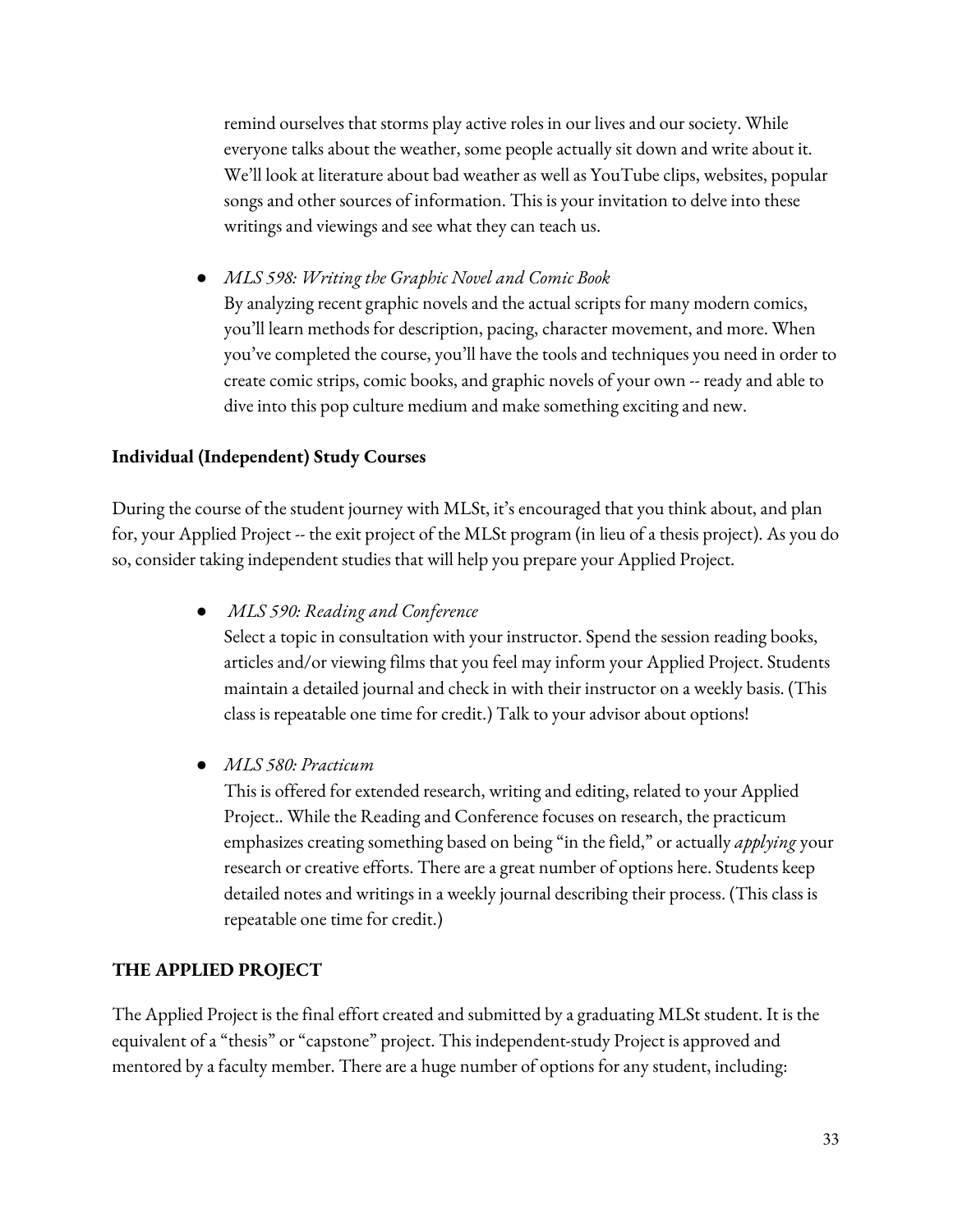remind ourselves that storms play active roles in our lives and our society. While everyone talks about the weather, some people actually sit down and write about it. We'll look at literature about bad weather as well as YouTube clips, websites, popular songs and other sources of information. This is your invitation to delve into these writings and viewings and see what they can teach us.

- *MLS 598: Writing the Graphic Novel and Comic Book*
  By analyzing recent graphic novels and the actual scripts for many modern comics, you'll learn methods for description, pacing, character movement, and more. When you've completed the course, you'll have the tools and techniques you need in order to create comic strips, comic books, and graphic novels of your own -- ready and able to dive into this pop culture medium and make something exciting and new.

**Individual (Independent) Study Courses**

During the course of the student journey with MLSt, it's encouraged that you think about, and plan for, your Applied Project -- the exit project of the MLSt program (in lieu of a thesis project). As you do so, consider taking independent studies that will help you prepare your Applied Project.

- *MLS 590: Reading and Conference*
  Select a topic in consultation with your instructor. Spend the session reading books, articles and/or viewing films that you feel may inform your Applied Project. Students maintain a detailed journal and check in with their instructor on a weekly basis. (This class is repeatable one time for credit.) Talk to your advisor about options!

- *MLS 580: Practicum*
  This is offered for extended research, writing and editing, related to your Applied Project.. While the Reading and Conference focuses on research, the practicum emphasizes creating something based on being "in the field," or actually *applying* your research or creative efforts. There are a great number of options here. Students keep detailed notes and writings in a weekly journal describing their process. (This class is repeatable one time for credit.)

**THE APPLIED PROJECT**

The Applied Project is the final effort created and submitted by a graduating MLSt student. It is the equivalent of a "thesis" or "capstone" project. This independent-study Project is approved and mentored by a faculty member. There are a huge number of options for any student, including: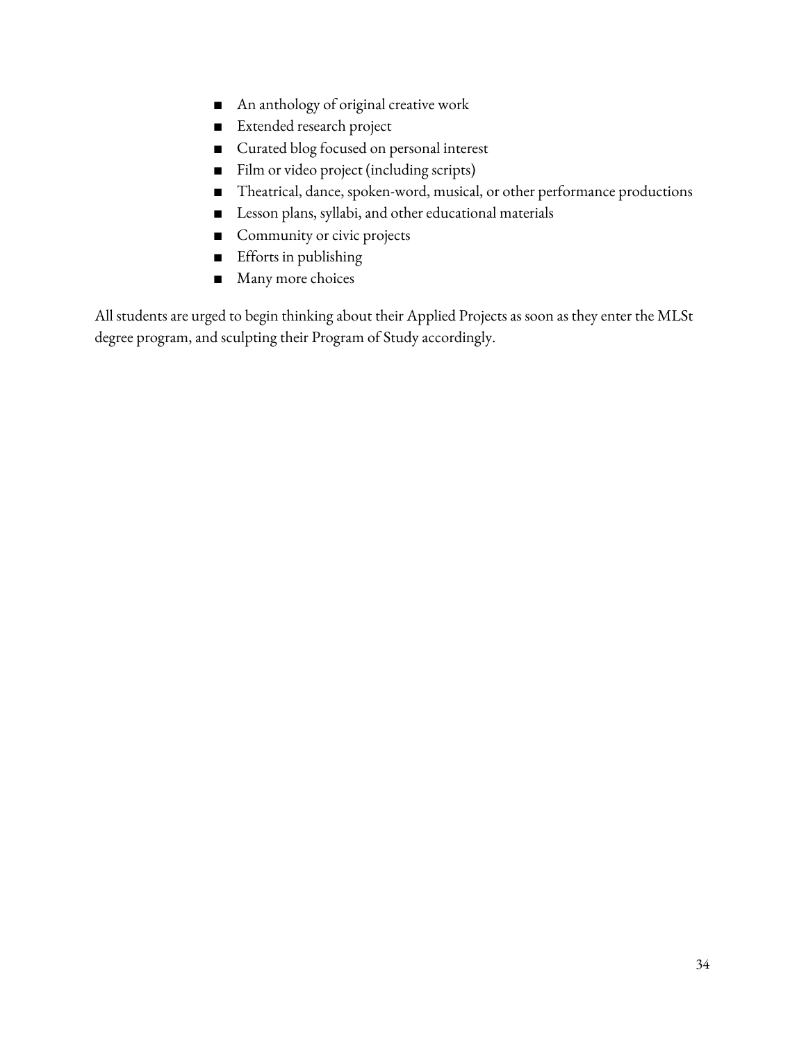- An anthology of original creative work
- Extended research project
- Curated blog focused on personal interest
- Film or video project (including scripts)
- Theatrical, dance, spoken-word, musical, or other performance productions
- Lesson plans, syllabi, and other educational materials
- Community or civic projects
- Efforts in publishing
- Many more choices

All students are urged to begin thinking about their Applied Projects as soon as they enter the MLSt degree program, and sculpting their Program of Study accordingly.